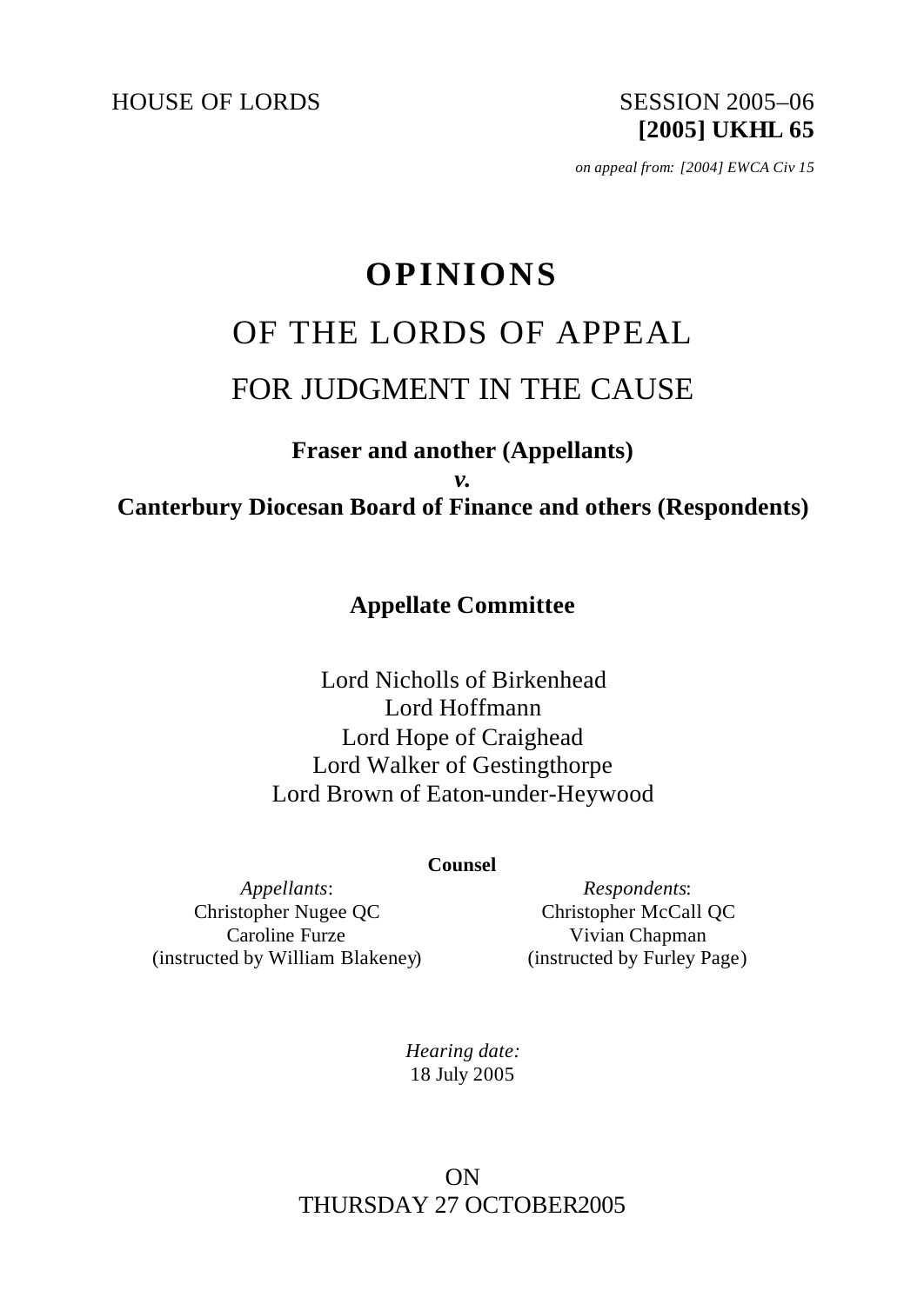HOUSE OF LORDS

SESSION 2005–06
**[2005] UKHL 65**

*on appeal from: [2004] EWCA Civ 15*

# OPINIONS

## OF THE LORDS OF APPEAL

## FOR JUDGMENT IN THE CAUSE

**Fraser and another (Appellants)**

***v.***

**Canterbury Diocesan Board of Finance and others (Respondents)**

**Appellate Committee**

Lord Nicholls of Birkenhead
Lord Hoffmann
Lord Hope of Craighead
Lord Walker of Gestingthorpe
Lord Brown of Eaton-under-Heywood

**Counsel**

*Appellants*:
Christopher Nugee QC
Caroline Furze
(instructed by William Blakeney)

*Respondents*:
Christopher McCall QC
Vivian Chapman
(instructed by Furley Page)

*Hearing date:*
18 July 2005

ON
THURSDAY 27 OCTOBER2005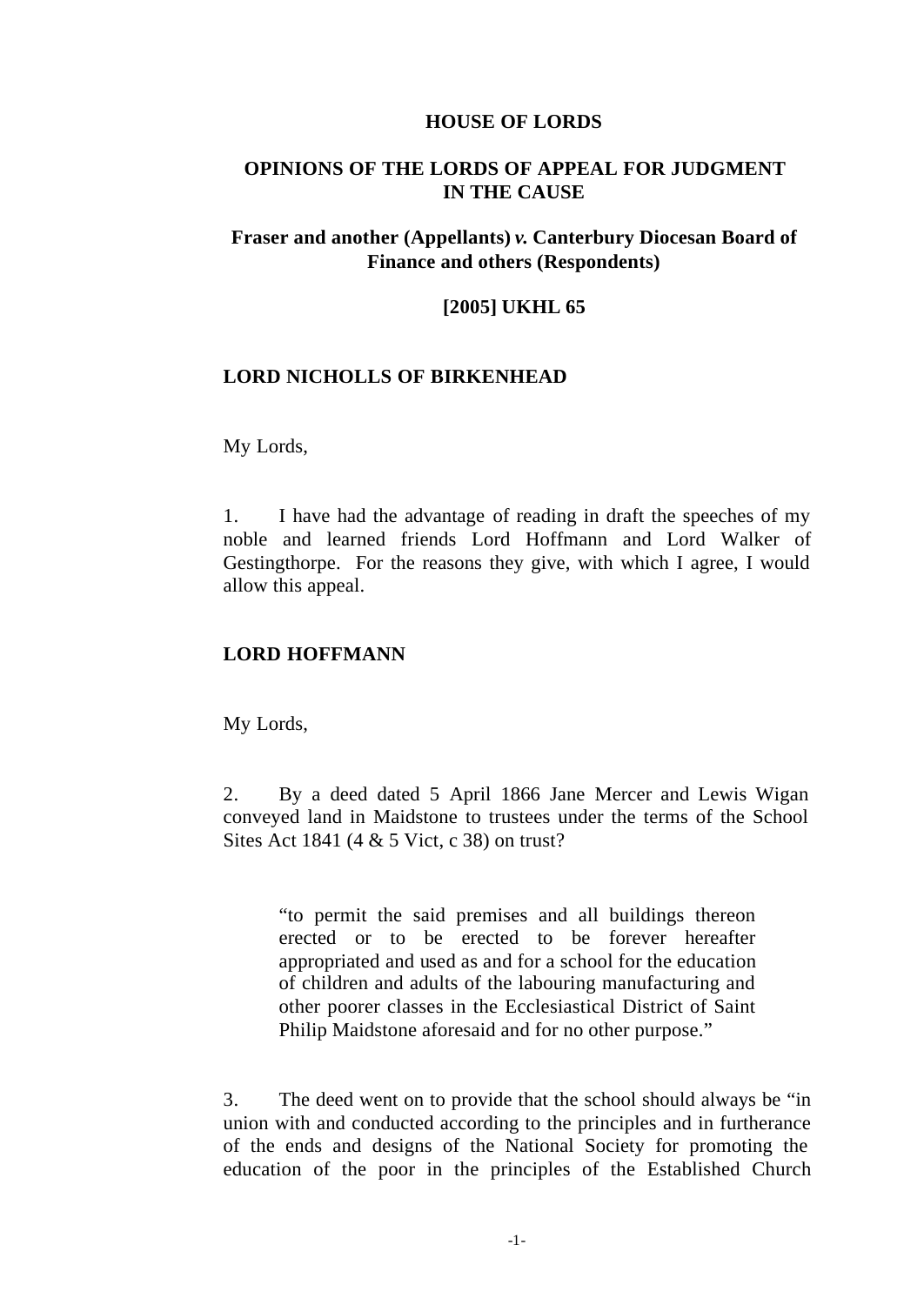**HOUSE OF LORDS**

**OPINIONS OF THE LORDS OF APPEAL FOR JUDGMENT IN THE CAUSE**

**Fraser and another (Appellants) *v.* Canterbury Diocesan Board of Finance and others (Respondents)**

**[2005] UKHL 65**

**LORD NICHOLLS OF BIRKENHEAD**

My Lords,

1. I have had the advantage of reading in draft the speeches of my noble and learned friends Lord Hoffmann and Lord Walker of Gestingthorpe. For the reasons they give, with which I agree, I would allow this appeal.

**LORD HOFFMANN**

My Lords,

2. By a deed dated 5 April 1866 Jane Mercer and Lewis Wigan conveyed land in Maidstone to trustees under the terms of the School Sites Act 1841 (4 & 5 Vict, c 38) on trust?

> "to permit the said premises and all buildings thereon erected or to be erected to be forever hereafter appropriated and used as and for a school for the education of children and adults of the labouring manufacturing and other poorer classes in the Ecclesiastical District of Saint Philip Maidstone aforesaid and for no other purpose."

3. The deed went on to provide that the school should always be "in union with and conducted according to the principles and in furtherance of the ends and designs of the National Society for promoting the education of the poor in the principles of the Established Church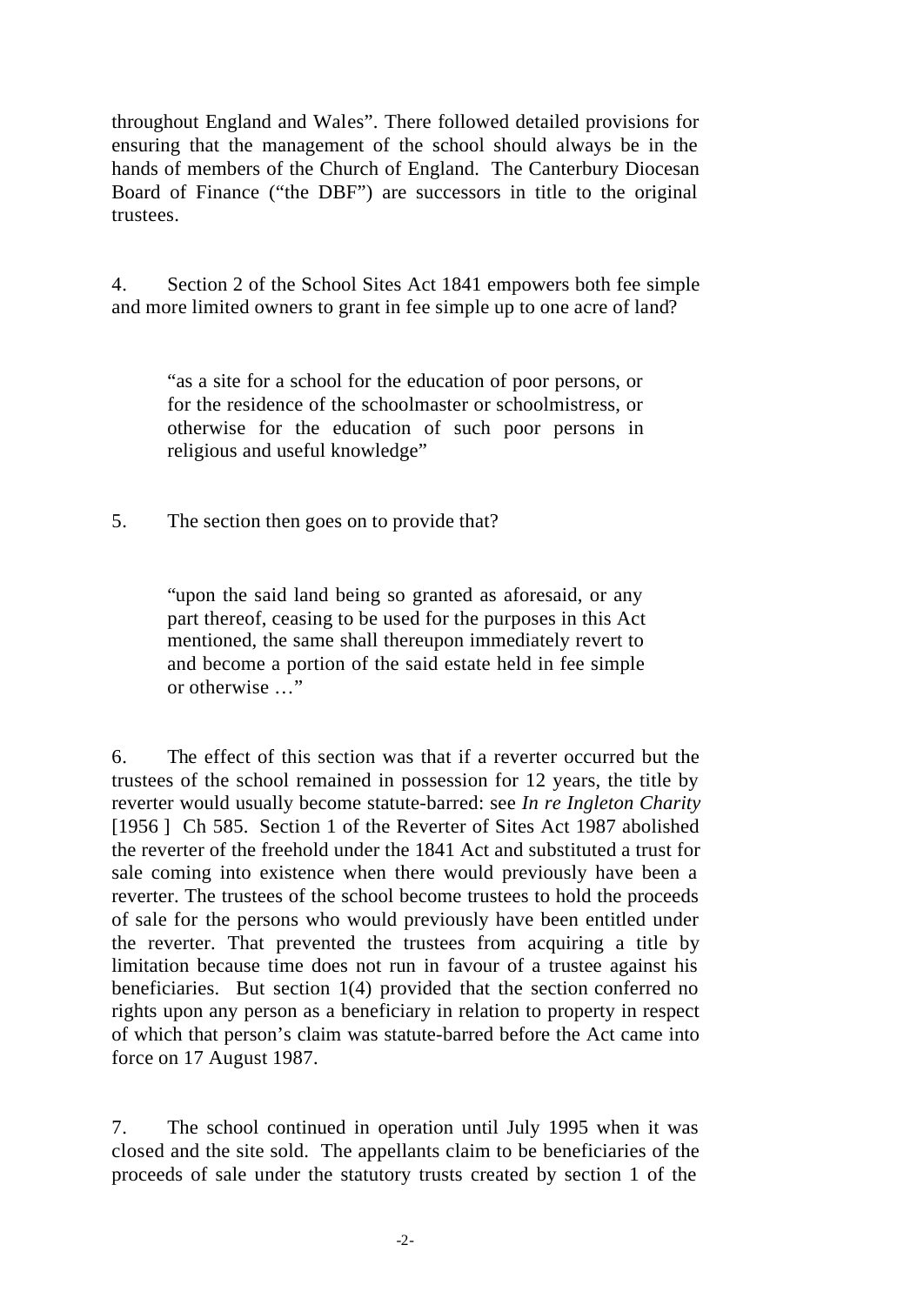throughout England and Wales". There followed detailed provisions for ensuring that the management of the school should always be in the hands of members of the Church of England. The Canterbury Diocesan Board of Finance ("the DBF") are successors in title to the original trustees.

4. Section 2 of the School Sites Act 1841 empowers both fee simple and more limited owners to grant in fee simple up to one acre of land?

> "as a site for a school for the education of poor persons, or for the residence of the schoolmaster or schoolmistress, or otherwise for the education of such poor persons in religious and useful knowledge"

5. The section then goes on to provide that?

> "upon the said land being so granted as aforesaid, or any part thereof, ceasing to be used for the purposes in this Act mentioned, the same shall thereupon immediately revert to and become a portion of the said estate held in fee simple or otherwise …"

6. The effect of this section was that if a reverter occurred but the trustees of the school remained in possession for 12 years, the title by reverter would usually become statute-barred: see *In re Ingleton Charity* [1956 ] Ch 585. Section 1 of the Reverter of Sites Act 1987 abolished the reverter of the freehold under the 1841 Act and substituted a trust for sale coming into existence when there would previously have been a reverter. The trustees of the school become trustees to hold the proceeds of sale for the persons who would previously have been entitled under the reverter. That prevented the trustees from acquiring a title by limitation because time does not run in favour of a trustee against his beneficiaries. But section 1(4) provided that the section conferred no rights upon any person as a beneficiary in relation to property in respect of which that person's claim was statute-barred before the Act came into force on 17 August 1987.

7. The school continued in operation until July 1995 when it was closed and the site sold. The appellants claim to be beneficiaries of the proceeds of sale under the statutory trusts created by section 1 of the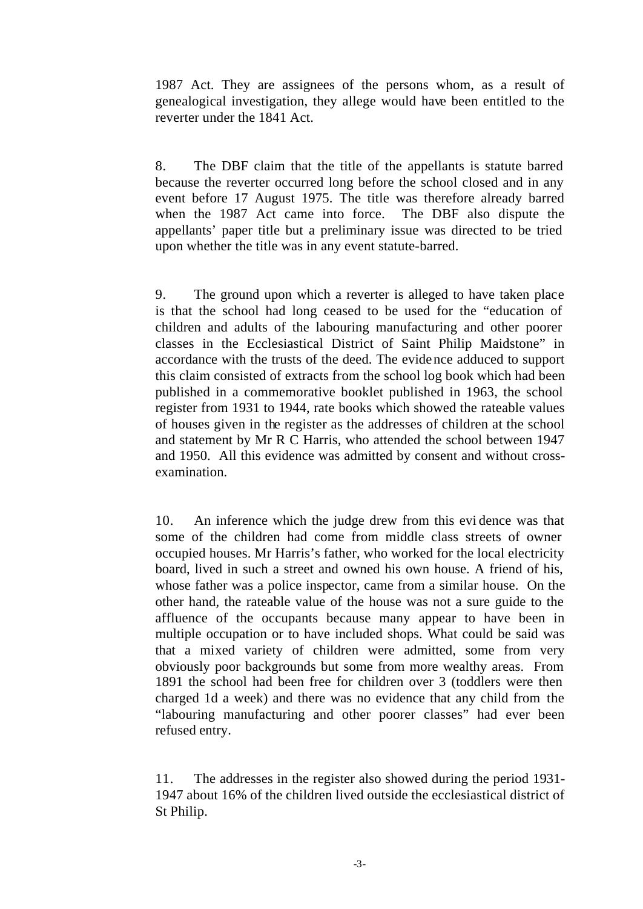1987 Act. They are assignees of the persons whom, as a result of genealogical investigation, they allege would have been entitled to the reverter under the 1841 Act.

8. The DBF claim that the title of the appellants is statute barred because the reverter occurred long before the school closed and in any event before 17 August 1975. The title was therefore already barred when the 1987 Act came into force. The DBF also dispute the appellants' paper title but a preliminary issue was directed to be tried upon whether the title was in any event statute-barred.

9. The ground upon which a reverter is alleged to have taken place is that the school had long ceased to be used for the "education of children and adults of the labouring manufacturing and other poorer classes in the Ecclesiastical District of Saint Philip Maidstone" in accordance with the trusts of the deed. The evidence adduced to support this claim consisted of extracts from the school log book which had been published in a commemorative booklet published in 1963, the school register from 1931 to 1944, rate books which showed the rateable values of houses given in the register as the addresses of children at the school and statement by Mr R C Harris, who attended the school between 1947 and 1950. All this evidence was admitted by consent and without cross-examination.

10. An inference which the judge drew from this evidence was that some of the children had come from middle class streets of owner occupied houses. Mr Harris's father, who worked for the local electricity board, lived in such a street and owned his own house. A friend of his, whose father was a police inspector, came from a similar house. On the other hand, the rateable value of the house was not a sure guide to the affluence of the occupants because many appear to have been in multiple occupation or to have included shops. What could be said was that a mixed variety of children were admitted, some from very obviously poor backgrounds but some from more wealthy areas. From 1891 the school had been free for children over 3 (toddlers were then charged 1d a week) and there was no evidence that any child from the "labouring manufacturing and other poorer classes" had ever been refused entry.

11. The addresses in the register also showed during the period 1931-1947 about 16% of the children lived outside the ecclesiastical district of St Philip.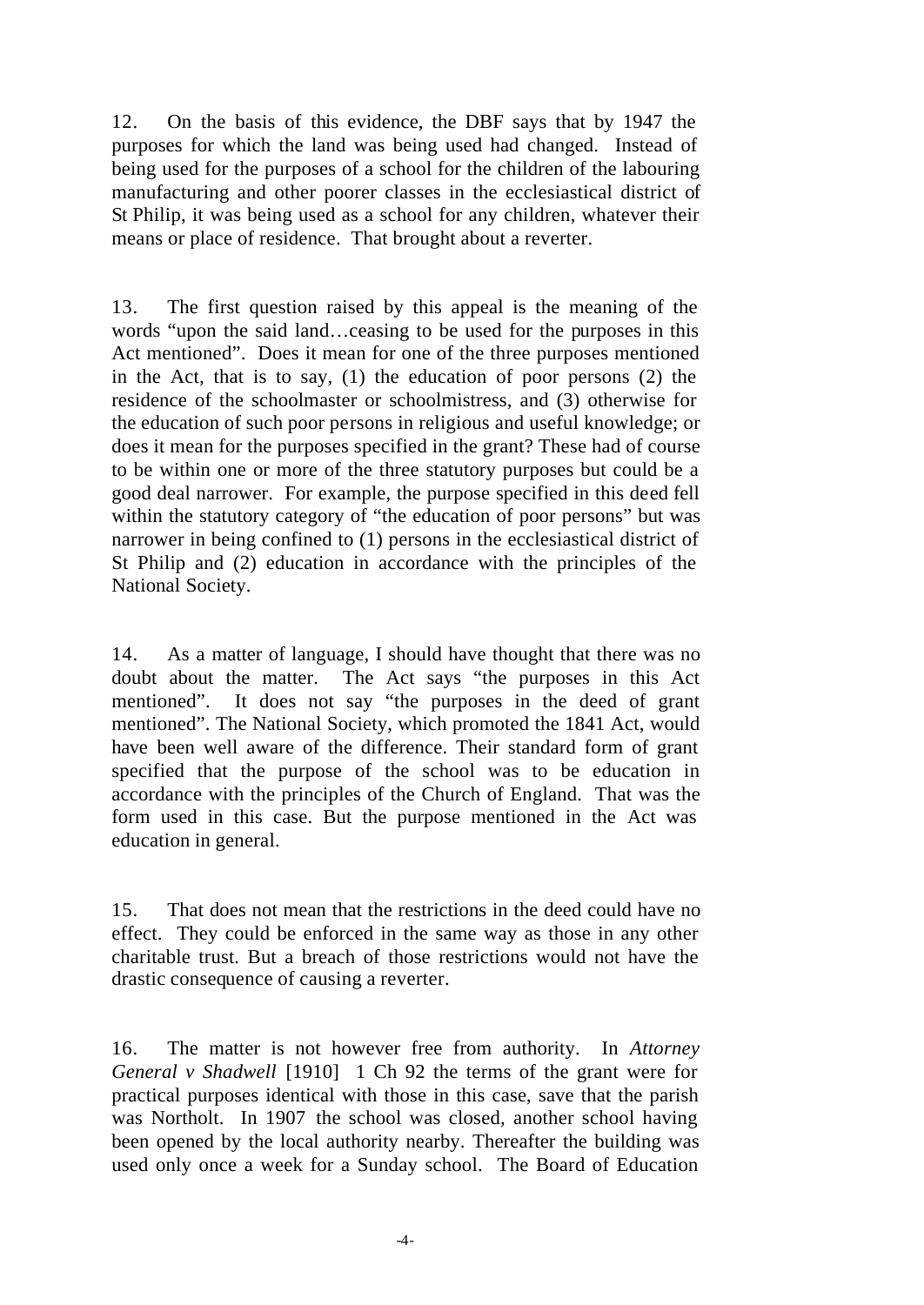12. On the basis of this evidence, the DBF says that by 1947 the purposes for which the land was being used had changed. Instead of being used for the purposes of a school for the children of the labouring manufacturing and other poorer classes in the ecclesiastical district of St Philip, it was being used as a school for any children, whatever their means or place of residence. That brought about a reverter.

13. The first question raised by this appeal is the meaning of the words "upon the said land…ceasing to be used for the purposes in this Act mentioned". Does it mean for one of the three purposes mentioned in the Act, that is to say, (1) the education of poor persons (2) the residence of the schoolmaster or schoolmistress, and (3) otherwise for the education of such poor persons in religious and useful knowledge; or does it mean for the purposes specified in the grant? These had of course to be within one or more of the three statutory purposes but could be a good deal narrower. For example, the purpose specified in this deed fell within the statutory category of "the education of poor persons" but was narrower in being confined to (1) persons in the ecclesiastical district of St Philip and (2) education in accordance with the principles of the National Society.

14. As a matter of language, I should have thought that there was no doubt about the matter. The Act says "the purposes in this Act mentioned". It does not say "the purposes in the deed of grant mentioned". The National Society, which promoted the 1841 Act, would have been well aware of the difference. Their standard form of grant specified that the purpose of the school was to be education in accordance with the principles of the Church of England. That was the form used in this case. But the purpose mentioned in the Act was education in general.

15. That does not mean that the restrictions in the deed could have no effect. They could be enforced in the same way as those in any other charitable trust. But a breach of those restrictions would not have the drastic consequence of causing a reverter.

16. The matter is not however free from authority. In *Attorney General v Shadwell* [1910] 1 Ch 92 the terms of the grant were for practical purposes identical with those in this case, save that the parish was Northolt. In 1907 the school was closed, another school having been opened by the local authority nearby. Thereafter the building was used only once a week for a Sunday school. The Board of Education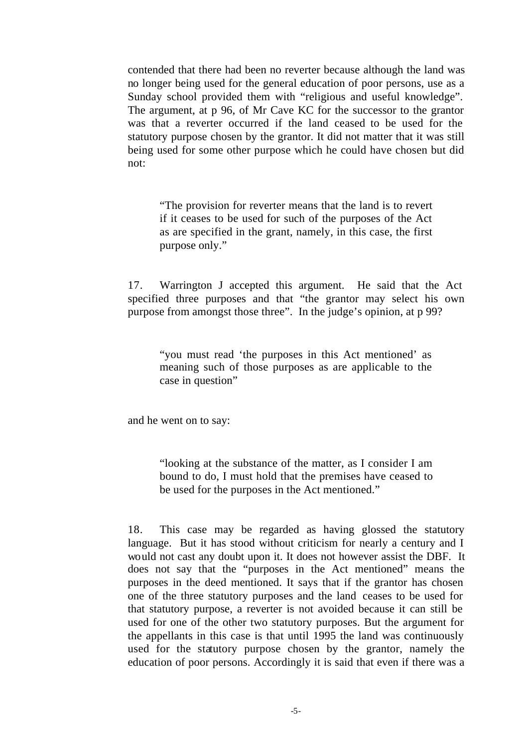contended that there had been no reverter because although the land was no longer being used for the general education of poor persons, use as a Sunday school provided them with "religious and useful knowledge". The argument, at p 96, of Mr Cave KC for the successor to the grantor was that a reverter occurred if the land ceased to be used for the statutory purpose chosen by the grantor. It did not matter that it was still being used for some other purpose which he could have chosen but did not:

> "The provision for reverter means that the land is to revert if it ceases to be used for such of the purposes of the Act as are specified in the grant, namely, in this case, the first purpose only."

17. Warrington J accepted this argument. He said that the Act specified three purposes and that "the grantor may select his own purpose from amongst those three". In the judge's opinion, at p 99?

> "you must read 'the purposes in this Act mentioned' as meaning such of those purposes as are applicable to the case in question"

and he went on to say:

> "looking at the substance of the matter, as I consider I am bound to do, I must hold that the premises have ceased to be used for the purposes in the Act mentioned."

18. This case may be regarded as having glossed the statutory language. But it has stood without criticism for nearly a century and I would not cast any doubt upon it. It does not however assist the DBF. It does not say that the "purposes in the Act mentioned" means the purposes in the deed mentioned. It says that if the grantor has chosen one of the three statutory purposes and the land ceases to be used for that statutory purpose, a reverter is not avoided because it can still be used for one of the other two statutory purposes. But the argument for the appellants in this case is that until 1995 the land was continuously used for the statutory purpose chosen by the grantor, namely the education of poor persons. Accordingly it is said that even if there was a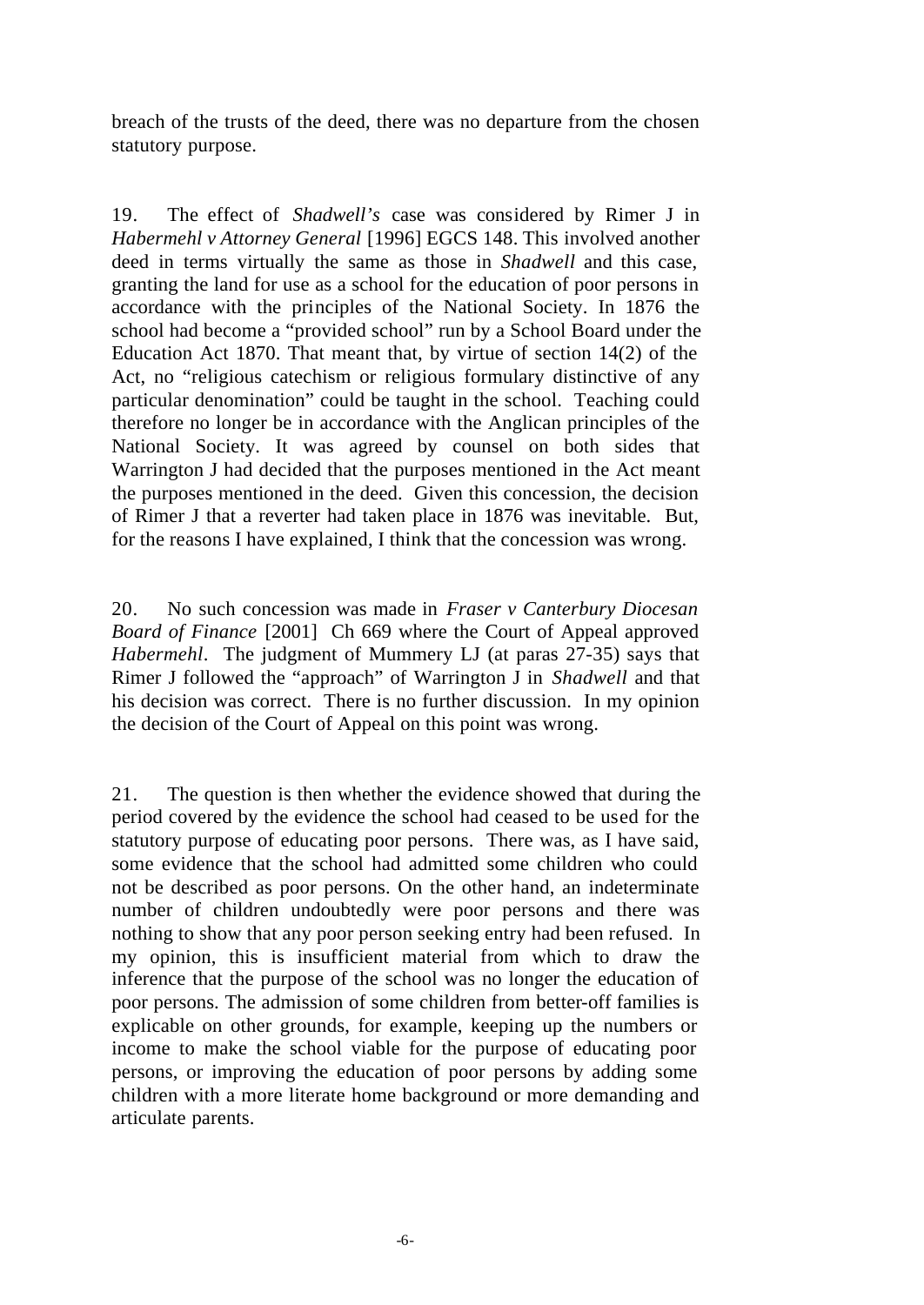breach of the trusts of the deed, there was no departure from the chosen statutory purpose.

19. The effect of *Shadwell's* case was considered by Rimer J in *Habermehl v Attorney General* [1996] EGCS 148. This involved another deed in terms virtually the same as those in *Shadwell* and this case, granting the land for use as a school for the education of poor persons in accordance with the principles of the National Society. In 1876 the school had become a "provided school" run by a School Board under the Education Act 1870. That meant that, by virtue of section 14(2) of the Act, no "religious catechism or religious formulary distinctive of any particular denomination" could be taught in the school. Teaching could therefore no longer be in accordance with the Anglican principles of the National Society. It was agreed by counsel on both sides that Warrington J had decided that the purposes mentioned in the Act meant the purposes mentioned in the deed. Given this concession, the decision of Rimer J that a reverter had taken place in 1876 was inevitable. But, for the reasons I have explained, I think that the concession was wrong.

20. No such concession was made in *Fraser v Canterbury Diocesan Board of Finance* [2001] Ch 669 where the Court of Appeal approved *Habermehl*. The judgment of Mummery LJ (at paras 27-35) says that Rimer J followed the "approach" of Warrington J in *Shadwell* and that his decision was correct. There is no further discussion. In my opinion the decision of the Court of Appeal on this point was wrong.

21. The question is then whether the evidence showed that during the period covered by the evidence the school had ceased to be used for the statutory purpose of educating poor persons. There was, as I have said, some evidence that the school had admitted some children who could not be described as poor persons. On the other hand, an indeterminate number of children undoubtedly were poor persons and there was nothing to show that any poor person seeking entry had been refused. In my opinion, this is insufficient material from which to draw the inference that the purpose of the school was no longer the education of poor persons. The admission of some children from better-off families is explicable on other grounds, for example, keeping up the numbers or income to make the school viable for the purpose of educating poor persons, or improving the education of poor persons by adding some children with a more literate home background or more demanding and articulate parents.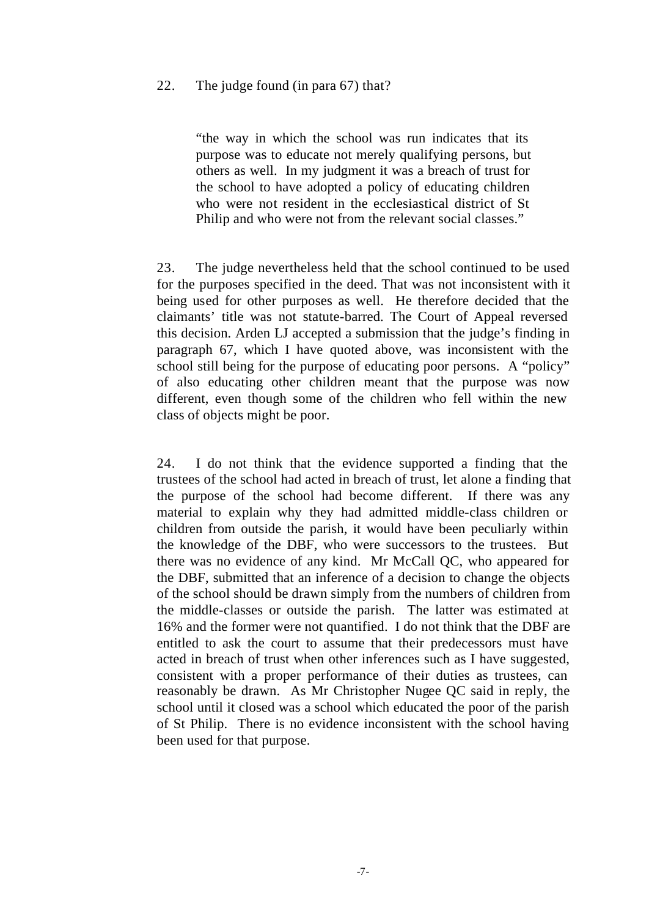22. The judge found (in para 67) that?

> "the way in which the school was run indicates that its purpose was to educate not merely qualifying persons, but others as well. In my judgment it was a breach of trust for the school to have adopted a policy of educating children who were not resident in the ecclesiastical district of St Philip and who were not from the relevant social classes."

23. The judge nevertheless held that the school continued to be used for the purposes specified in the deed. That was not inconsistent with it being used for other purposes as well. He therefore decided that the claimants' title was not statute-barred. The Court of Appeal reversed this decision. Arden LJ accepted a submission that the judge's finding in paragraph 67, which I have quoted above, was inconsistent with the school still being for the purpose of educating poor persons. A "policy" of also educating other children meant that the purpose was now different, even though some of the children who fell within the new class of objects might be poor.

24. I do not think that the evidence supported a finding that the trustees of the school had acted in breach of trust, let alone a finding that the purpose of the school had become different. If there was any material to explain why they had admitted middle-class children or children from outside the parish, it would have been peculiarly within the knowledge of the DBF, who were successors to the trustees. But there was no evidence of any kind. Mr McCall QC, who appeared for the DBF, submitted that an inference of a decision to change the objects of the school should be drawn simply from the numbers of children from the middle-classes or outside the parish. The latter was estimated at 16% and the former were not quantified. I do not think that the DBF are entitled to ask the court to assume that their predecessors must have acted in breach of trust when other inferences such as I have suggested, consistent with a proper performance of their duties as trustees, can reasonably be drawn. As Mr Christopher Nugee QC said in reply, the school until it closed was a school which educated the poor of the parish of St Philip. There is no evidence inconsistent with the school having been used for that purpose.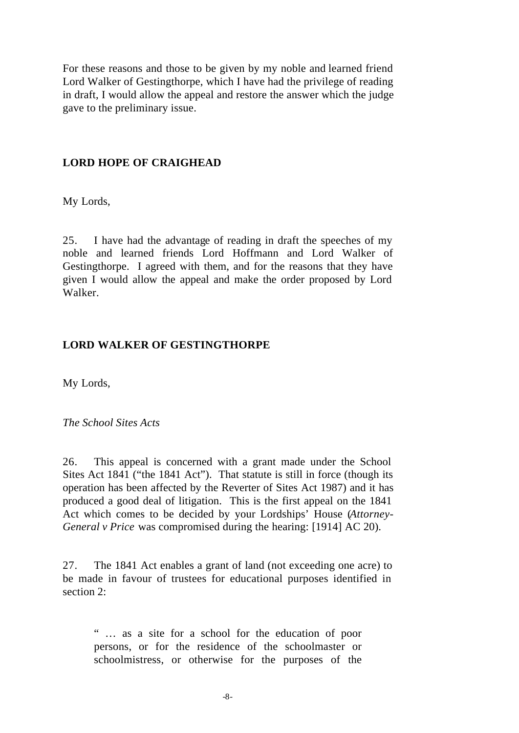For these reasons and those to be given by my noble and learned friend Lord Walker of Gestingthorpe, which I have had the privilege of reading in draft, I would allow the appeal and restore the answer which the judge gave to the preliminary issue.

## LORD HOPE OF CRAIGHEAD

My Lords,

25. I have had the advantage of reading in draft the speeches of my noble and learned friends Lord Hoffmann and Lord Walker of Gestingthorpe. I agreed with them, and for the reasons that they have given I would allow the appeal and make the order proposed by Lord Walker.

## LORD WALKER OF GESTINGTHORPE

My Lords,

*The School Sites Acts*

26. This appeal is concerned with a grant made under the School Sites Act 1841 ("the 1841 Act"). That statute is still in force (though its operation has been affected by the Reverter of Sites Act 1987) and it has produced a good deal of litigation. This is the first appeal on the 1841 Act which comes to be decided by your Lordships' House (*Attorney-General v Price* was compromised during the hearing: [1914] AC 20).

27. The 1841 Act enables a grant of land (not exceeding one acre) to be made in favour of trustees for educational purposes identified in section 2:

> " … as a site for a school for the education of poor persons, or for the residence of the schoolmaster or schoolmistress, or otherwise for the purposes of the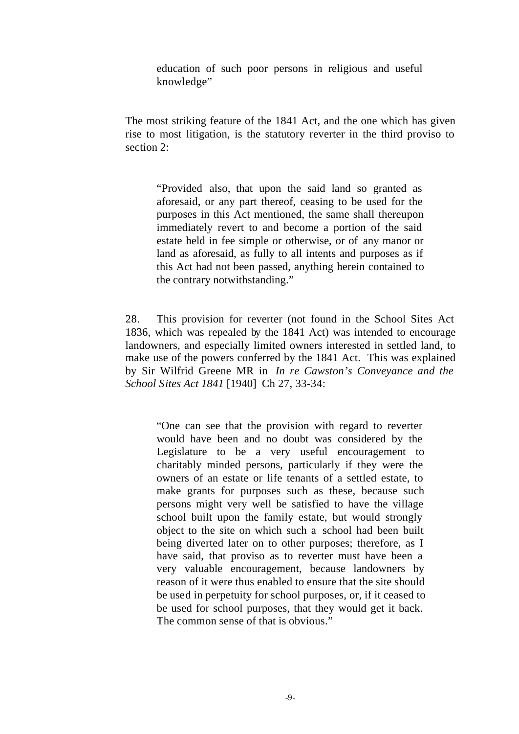> education of such poor persons in religious and useful knowledge"

The most striking feature of the 1841 Act, and the one which has given rise to most litigation, is the statutory reverter in the third proviso to section 2:

> "Provided also, that upon the said land so granted as aforesaid, or any part thereof, ceasing to be used for the purposes in this Act mentioned, the same shall thereupon immediately revert to and become a portion of the said estate held in fee simple or otherwise, or of any manor or land as aforesaid, as fully to all intents and purposes as if this Act had not been passed, anything herein contained to the contrary notwithstanding."

28. This provision for reverter (not found in the School Sites Act 1836, which was repealed by the 1841 Act) was intended to encourage landowners, and especially limited owners interested in settled land, to make use of the powers conferred by the 1841 Act. This was explained by Sir Wilfrid Greene MR in *In re Cawston's Conveyance and the School Sites Act 1841* [1940] Ch 27, 33-34:

> "One can see that the provision with regard to reverter would have been and no doubt was considered by the Legislature to be a very useful encouragement to charitably minded persons, particularly if they were the owners of an estate or life tenants of a settled estate, to make grants for purposes such as these, because such persons might very well be satisfied to have the village school built upon the family estate, but would strongly object to the site on which such a school had been built being diverted later on to other purposes; therefore, as I have said, that proviso as to reverter must have been a very valuable encouragement, because landowners by reason of it were thus enabled to ensure that the site should be used in perpetuity for school purposes, or, if it ceased to be used for school purposes, that they would get it back. The common sense of that is obvious."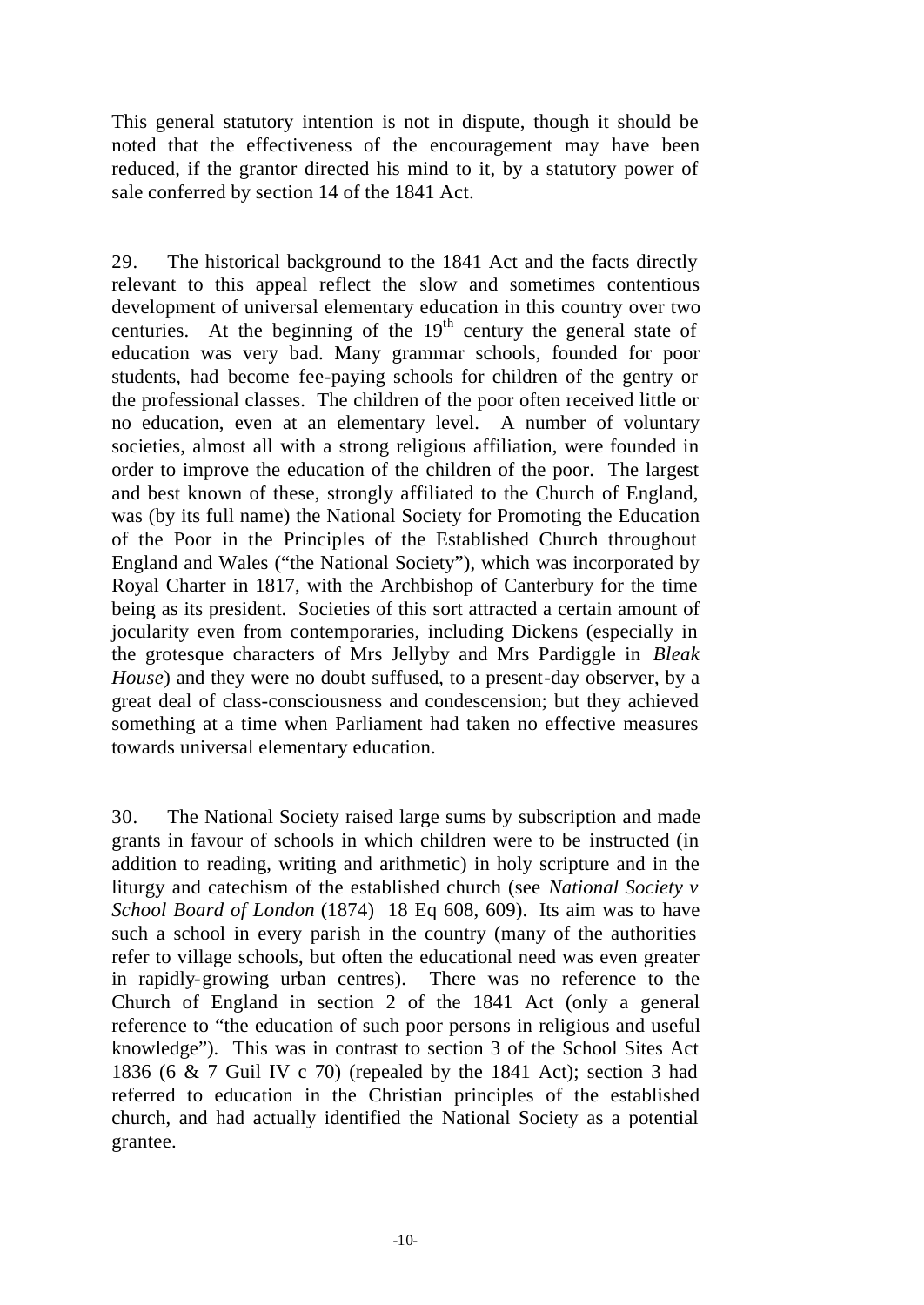This general statutory intention is not in dispute, though it should be noted that the effectiveness of the encouragement may have been reduced, if the grantor directed his mind to it, by a statutory power of sale conferred by section 14 of the 1841 Act.

29. The historical background to the 1841 Act and the facts directly relevant to this appeal reflect the slow and sometimes contentious development of universal elementary education in this country over two centuries. At the beginning of the 19th century the general state of education was very bad. Many grammar schools, founded for poor students, had become fee-paying schools for children of the gentry or the professional classes. The children of the poor often received little or no education, even at an elementary level. A number of voluntary societies, almost all with a strong religious affiliation, were founded in order to improve the education of the children of the poor. The largest and best known of these, strongly affiliated to the Church of England, was (by its full name) the National Society for Promoting the Education of the Poor in the Principles of the Established Church throughout England and Wales ("the National Society"), which was incorporated by Royal Charter in 1817, with the Archbishop of Canterbury for the time being as its president. Societies of this sort attracted a certain amount of jocularity even from contemporaries, including Dickens (especially in the grotesque characters of Mrs Jellyby and Mrs Pardiggle in *Bleak House*) and they were no doubt suffused, to a present-day observer, by a great deal of class-consciousness and condescension; but they achieved something at a time when Parliament had taken no effective measures towards universal elementary education.

30. The National Society raised large sums by subscription and made grants in favour of schools in which children were to be instructed (in addition to reading, writing and arithmetic) in holy scripture and in the liturgy and catechism of the established church (see *National Society v School Board of London* (1874) 18 Eq 608, 609). Its aim was to have such a school in every parish in the country (many of the authorities refer to village schools, but often the educational need was even greater in rapidly-growing urban centres). There was no reference to the Church of England in section 2 of the 1841 Act (only a general reference to "the education of such poor persons in religious and useful knowledge"). This was in contrast to section 3 of the School Sites Act 1836 (6 & 7 Guil IV c 70) (repealed by the 1841 Act); section 3 had referred to education in the Christian principles of the established church, and had actually identified the National Society as a potential grantee.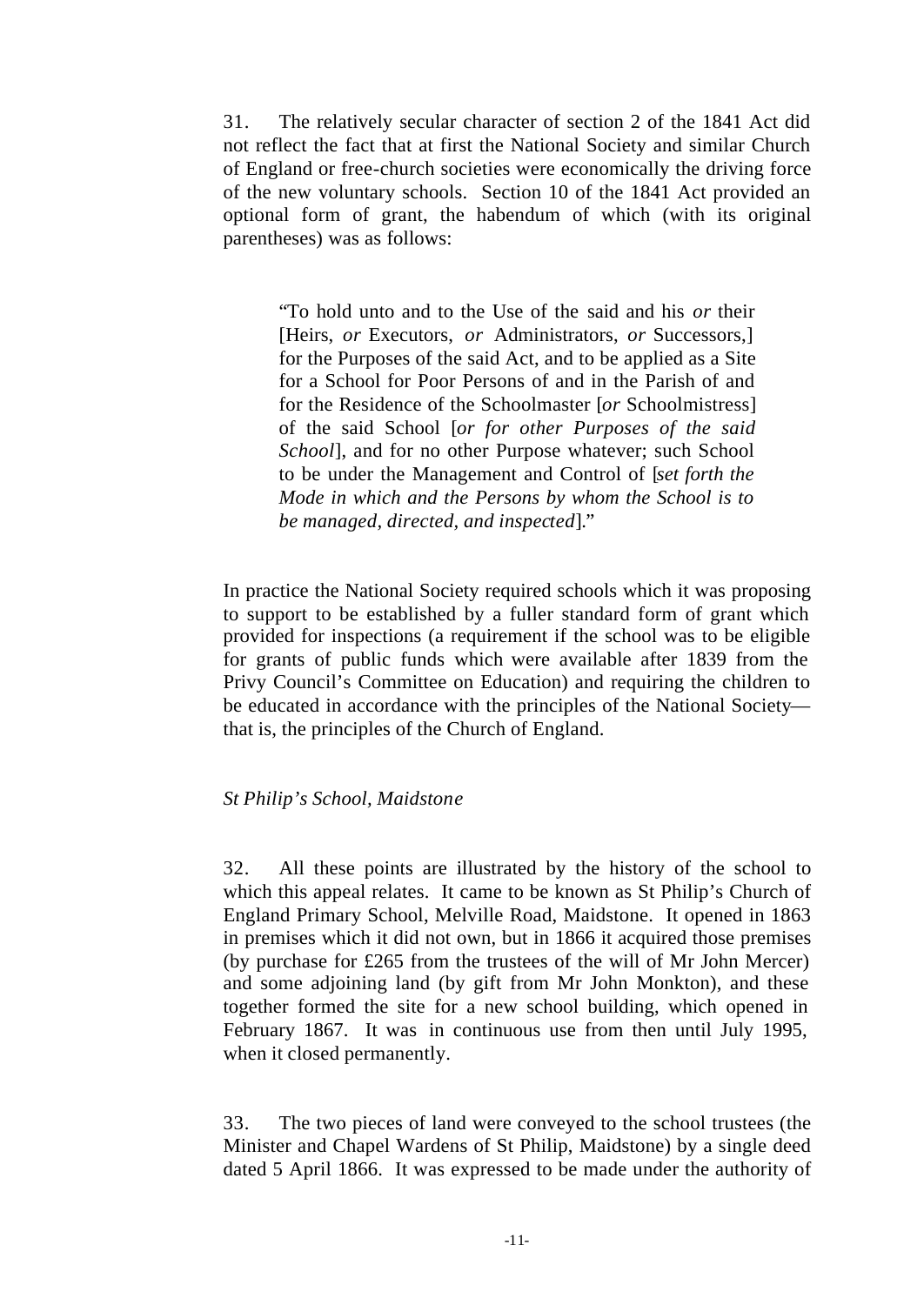31. The relatively secular character of section 2 of the 1841 Act did not reflect the fact that at first the National Society and similar Church of England or free-church societies were economically the driving force of the new voluntary schools. Section 10 of the 1841 Act provided an optional form of grant, the habendum of which (with its original parentheses) was as follows:

> "To hold unto and to the Use of the said and his *or* their [Heirs, *or* Executors, *or* Administrators, *or* Successors,] for the Purposes of the said Act, and to be applied as a Site for a School for Poor Persons of and in the Parish of and for the Residence of the Schoolmaster [*or* Schoolmistress] of the said School [*or for other Purposes of the said School*], and for no other Purpose whatever; such School to be under the Management and Control of [*set forth the Mode in which and the Persons by whom the School is to be managed, directed, and inspected*]."

In practice the National Society required schools which it was proposing to support to be established by a fuller standard form of grant which provided for inspections (a requirement if the school was to be eligible for grants of public funds which were available after 1839 from the Privy Council's Committee on Education) and requiring the children to be educated in accordance with the principles of the National Society—that is, the principles of the Church of England.

*St Philip's School, Maidstone*

32. All these points are illustrated by the history of the school to which this appeal relates. It came to be known as St Philip's Church of England Primary School, Melville Road, Maidstone. It opened in 1863 in premises which it did not own, but in 1866 it acquired those premises (by purchase for £265 from the trustees of the will of Mr John Mercer) and some adjoining land (by gift from Mr John Monkton), and these together formed the site for a new school building, which opened in February 1867. It was in continuous use from then until July 1995, when it closed permanently.

33. The two pieces of land were conveyed to the school trustees (the Minister and Chapel Wardens of St Philip, Maidstone) by a single deed dated 5 April 1866. It was expressed to be made under the authority of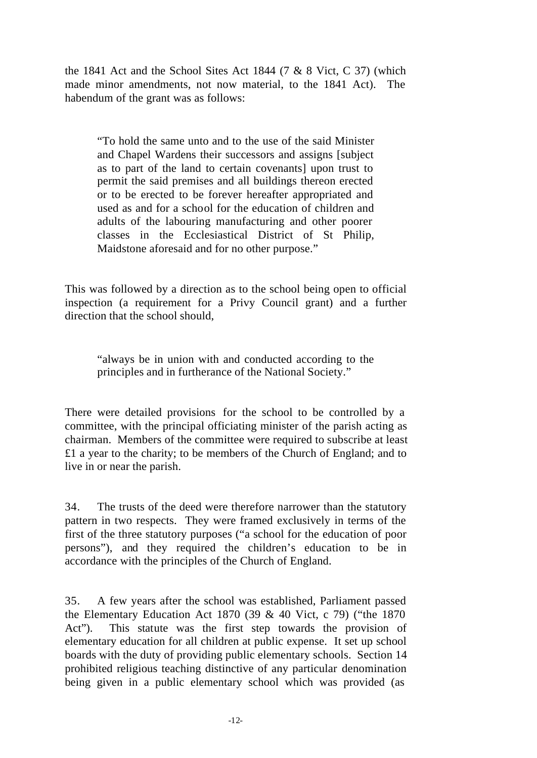the 1841 Act and the School Sites Act 1844 (7 & 8 Vict, C 37) (which made minor amendments, not now material, to the 1841 Act). The habendum of the grant was as follows:

> "To hold the same unto and to the use of the said Minister and Chapel Wardens their successors and assigns [subject as to part of the land to certain covenants] upon trust to permit the said premises and all buildings thereon erected or to be erected to be forever hereafter appropriated and used as and for a school for the education of children and adults of the labouring manufacturing and other poorer classes in the Ecclesiastical District of St Philip, Maidstone aforesaid and for no other purpose."

This was followed by a direction as to the school being open to official inspection (a requirement for a Privy Council grant) and a further direction that the school should,

> "always be in union with and conducted according to the principles and in furtherance of the National Society."

There were detailed provisions for the school to be controlled by a committee, with the principal officiating minister of the parish acting as chairman. Members of the committee were required to subscribe at least £1 a year to the charity; to be members of the Church of England; and to live in or near the parish.

34. The trusts of the deed were therefore narrower than the statutory pattern in two respects. They were framed exclusively in terms of the first of the three statutory purposes ("a school for the education of poor persons"), and they required the children's education to be in accordance with the principles of the Church of England.

35. A few years after the school was established, Parliament passed the Elementary Education Act 1870 (39 & 40 Vict, c 79) ("the 1870 Act"). This statute was the first step towards the provision of elementary education for all children at public expense. It set up school boards with the duty of providing public elementary schools. Section 14 prohibited religious teaching distinctive of any particular denomination being given in a public elementary school which was provided (as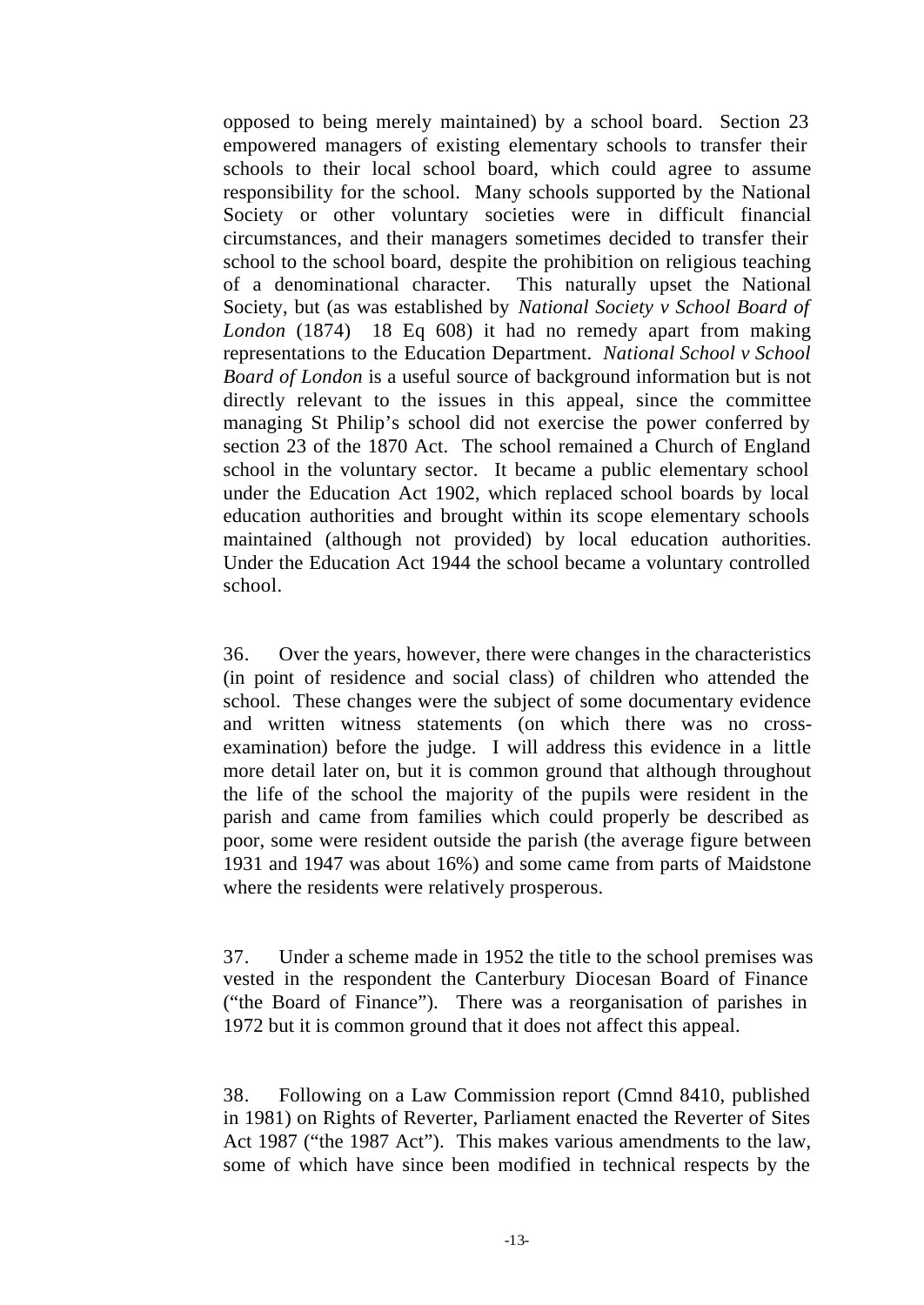opposed to being merely maintained) by a school board. Section 23 empowered managers of existing elementary schools to transfer their schools to their local school board, which could agree to assume responsibility for the school. Many schools supported by the National Society or other voluntary societies were in difficult financial circumstances, and their managers sometimes decided to transfer their school to the school board, despite the prohibition on religious teaching of a denominational character. This naturally upset the National Society, but (as was established by *National Society v School Board of London* (1874) 18 Eq 608) it had no remedy apart from making representations to the Education Department. *National School v School Board of London* is a useful source of background information but is not directly relevant to the issues in this appeal, since the committee managing St Philip's school did not exercise the power conferred by section 23 of the 1870 Act. The school remained a Church of England school in the voluntary sector. It became a public elementary school under the Education Act 1902, which replaced school boards by local education authorities and brought within its scope elementary schools maintained (although not provided) by local education authorities. Under the Education Act 1944 the school became a voluntary controlled school.

36. Over the years, however, there were changes in the characteristics (in point of residence and social class) of children who attended the school. These changes were the subject of some documentary evidence and written witness statements (on which there was no cross-examination) before the judge. I will address this evidence in a little more detail later on, but it is common ground that although throughout the life of the school the majority of the pupils were resident in the parish and came from families which could properly be described as poor, some were resident outside the parish (the average figure between 1931 and 1947 was about 16%) and some came from parts of Maidstone where the residents were relatively prosperous.

37. Under a scheme made in 1952 the title to the school premises was vested in the respondent the Canterbury Diocesan Board of Finance ("the Board of Finance"). There was a reorganisation of parishes in 1972 but it is common ground that it does not affect this appeal.

38. Following on a Law Commission report (Cmnd 8410, published in 1981) on Rights of Reverter, Parliament enacted the Reverter of Sites Act 1987 ("the 1987 Act"). This makes various amendments to the law, some of which have since been modified in technical respects by the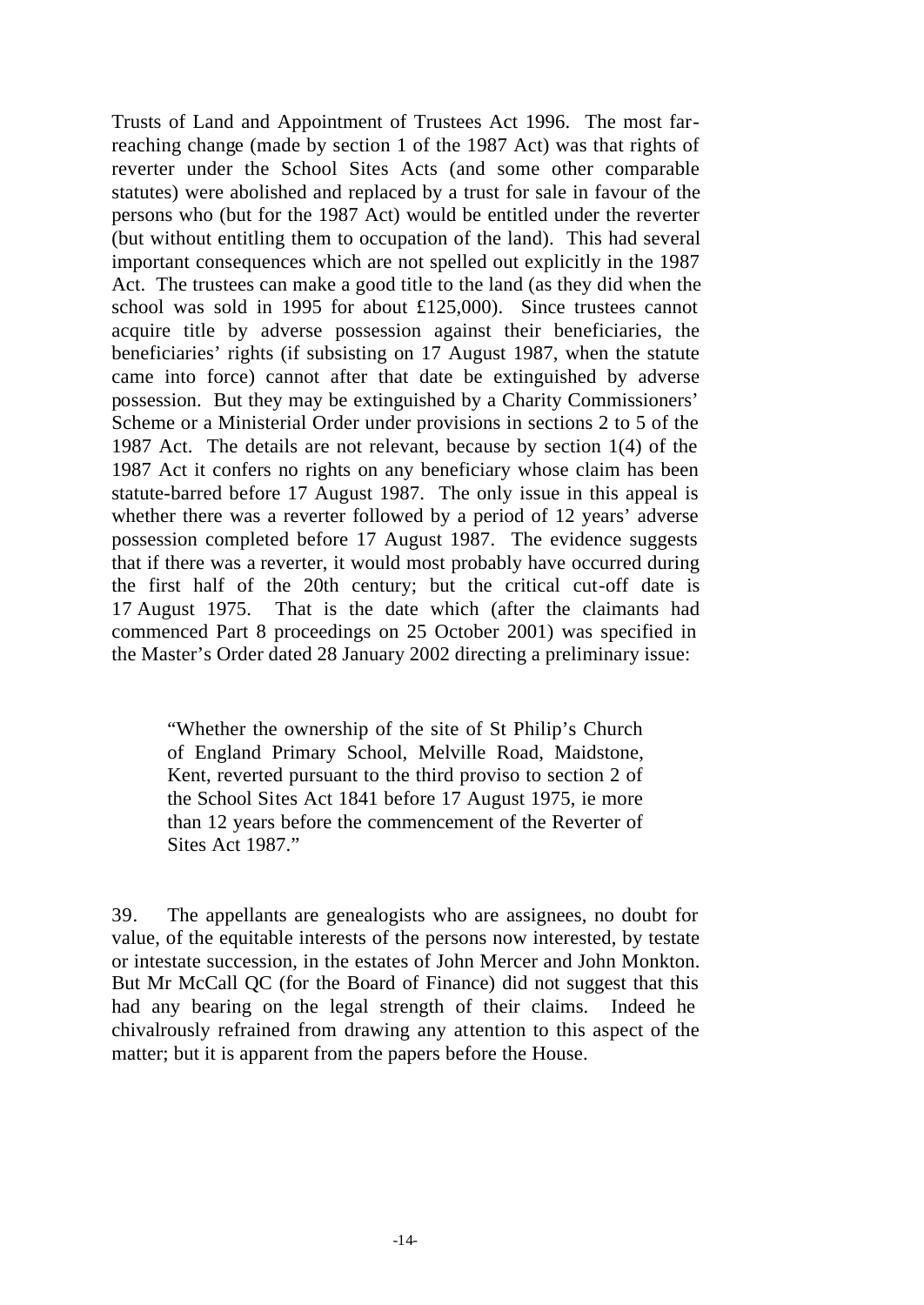Trusts of Land and Appointment of Trustees Act 1996. The most far-reaching change (made by section 1 of the 1987 Act) was that rights of reverter under the School Sites Acts (and some other comparable statutes) were abolished and replaced by a trust for sale in favour of the persons who (but for the 1987 Act) would be entitled under the reverter (but without entitling them to occupation of the land). This had several important consequences which are not spelled out explicitly in the 1987 Act. The trustees can make a good title to the land (as they did when the school was sold in 1995 for about £125,000). Since trustees cannot acquire title by adverse possession against their beneficiaries, the beneficiaries' rights (if subsisting on 17 August 1987, when the statute came into force) cannot after that date be extinguished by adverse possession. But they may be extinguished by a Charity Commissioners' Scheme or a Ministerial Order under provisions in sections 2 to 5 of the 1987 Act. The details are not relevant, because by section 1(4) of the 1987 Act it confers no rights on any beneficiary whose claim has been statute-barred before 17 August 1987. The only issue in this appeal is whether there was a reverter followed by a period of 12 years' adverse possession completed before 17 August 1987. The evidence suggests that if there was a reverter, it would most probably have occurred during the first half of the 20th century; but the critical cut-off date is 17 August 1975. That is the date which (after the claimants had commenced Part 8 proceedings on 25 October 2001) was specified in the Master's Order dated 28 January 2002 directing a preliminary issue:

> "Whether the ownership of the site of St Philip's Church of England Primary School, Melville Road, Maidstone, Kent, reverted pursuant to the third proviso to section 2 of the School Sites Act 1841 before 17 August 1975, ie more than 12 years before the commencement of the Reverter of Sites Act 1987."

39. The appellants are genealogists who are assignees, no doubt for value, of the equitable interests of the persons now interested, by testate or intestate succession, in the estates of John Mercer and John Monkton. But Mr McCall QC (for the Board of Finance) did not suggest that this had any bearing on the legal strength of their claims. Indeed he chivalrously refrained from drawing any attention to this aspect of the matter; but it is apparent from the papers before the House.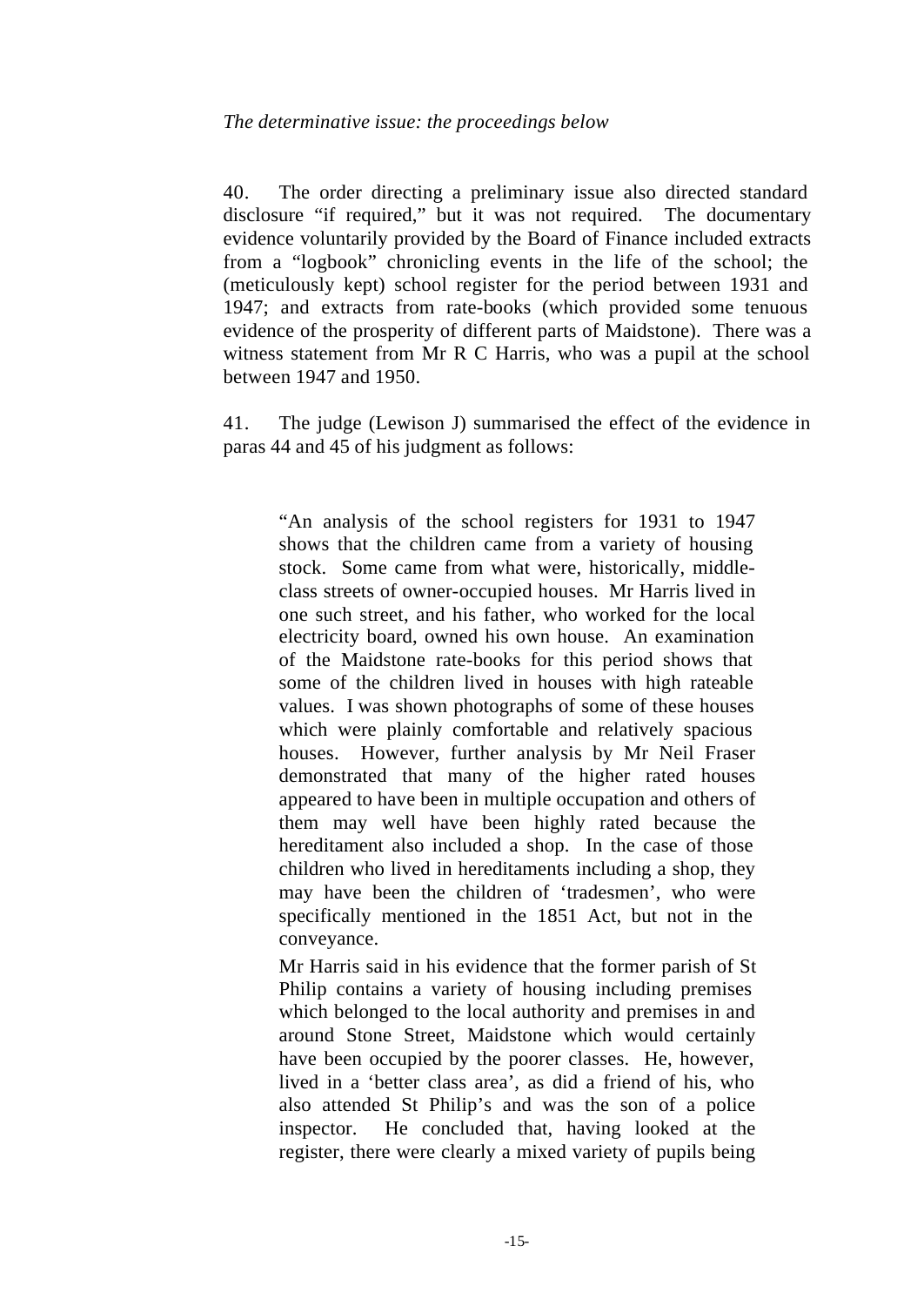*The determinative issue: the proceedings below*

40. The order directing a preliminary issue also directed standard disclosure "if required," but it was not required. The documentary evidence voluntarily provided by the Board of Finance included extracts from a "logbook" chronicling events in the life of the school; the (meticulously kept) school register for the period between 1931 and 1947; and extracts from rate-books (which provided some tenuous evidence of the prosperity of different parts of Maidstone). There was a witness statement from Mr R C Harris, who was a pupil at the school between 1947 and 1950.

41. The judge (Lewison J) summarised the effect of the evidence in paras 44 and 45 of his judgment as follows:

> "An analysis of the school registers for 1931 to 1947 shows that the children came from a variety of housing stock. Some came from what were, historically, middle-class streets of owner-occupied houses. Mr Harris lived in one such street, and his father, who worked for the local electricity board, owned his own house. An examination of the Maidstone rate-books for this period shows that some of the children lived in houses with high rateable values. I was shown photographs of some of these houses which were plainly comfortable and relatively spacious houses. However, further analysis by Mr Neil Fraser demonstrated that many of the higher rated houses appeared to have been in multiple occupation and others of them may well have been highly rated because the hereditament also included a shop. In the case of those children who lived in hereditaments including a shop, they may have been the children of 'tradesmen', who were specifically mentioned in the 1851 Act, but not in the conveyance.
>
> Mr Harris said in his evidence that the former parish of St Philip contains a variety of housing including premises which belonged to the local authority and premises in and around Stone Street, Maidstone which would certainly have been occupied by the poorer classes. He, however, lived in a 'better class area', as did a friend of his, who also attended St Philip's and was the son of a police inspector. He concluded that, having looked at the register, there were clearly a mixed variety of pupils being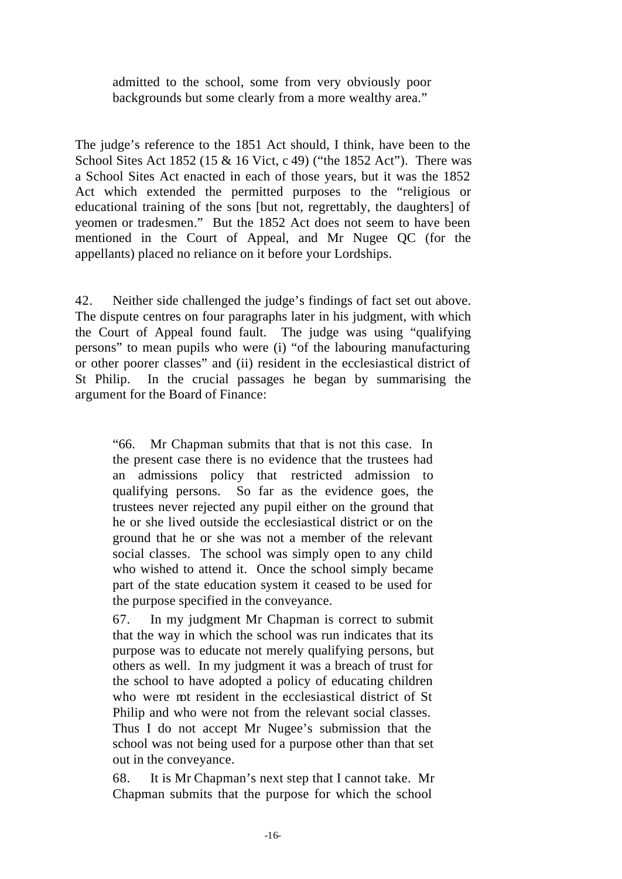> admitted to the school, some from very obviously poor backgrounds but some clearly from a more wealthy area."

The judge's reference to the 1851 Act should, I think, have been to the School Sites Act 1852 (15 & 16 Vict, c 49) ("the 1852 Act"). There was a School Sites Act enacted in each of those years, but it was the 1852 Act which extended the permitted purposes to the "religious or educational training of the sons [but not, regrettably, the daughters] of yeomen or tradesmen." But the 1852 Act does not seem to have been mentioned in the Court of Appeal, and Mr Nugee QC (for the appellants) placed no reliance on it before your Lordships.

42. Neither side challenged the judge's findings of fact set out above. The dispute centres on four paragraphs later in his judgment, with which the Court of Appeal found fault. The judge was using "qualifying persons" to mean pupils who were (i) "of the labouring manufacturing or other poorer classes" and (ii) resident in the ecclesiastical district of St Philip. In the crucial passages he began by summarising the argument for the Board of Finance:

> "66. Mr Chapman submits that that is not this case. In the present case there is no evidence that the trustees had an admissions policy that restricted admission to qualifying persons. So far as the evidence goes, the trustees never rejected any pupil either on the ground that he or she lived outside the ecclesiastical district or on the ground that he or she was not a member of the relevant social classes. The school was simply open to any child who wished to attend it. Once the school simply became part of the state education system it ceased to be used for the purpose specified in the conveyance.
>
> 67. In my judgment Mr Chapman is correct to submit that the way in which the school was run indicates that its purpose was to educate not merely qualifying persons, but others as well. In my judgment it was a breach of trust for the school to have adopted a policy of educating children who were not resident in the ecclesiastical district of St Philip and who were not from the relevant social classes. Thus I do not accept Mr Nugee's submission that the school was not being used for a purpose other than that set out in the conveyance.
>
> 68. It is Mr Chapman's next step that I cannot take. Mr Chapman submits that the purpose for which the school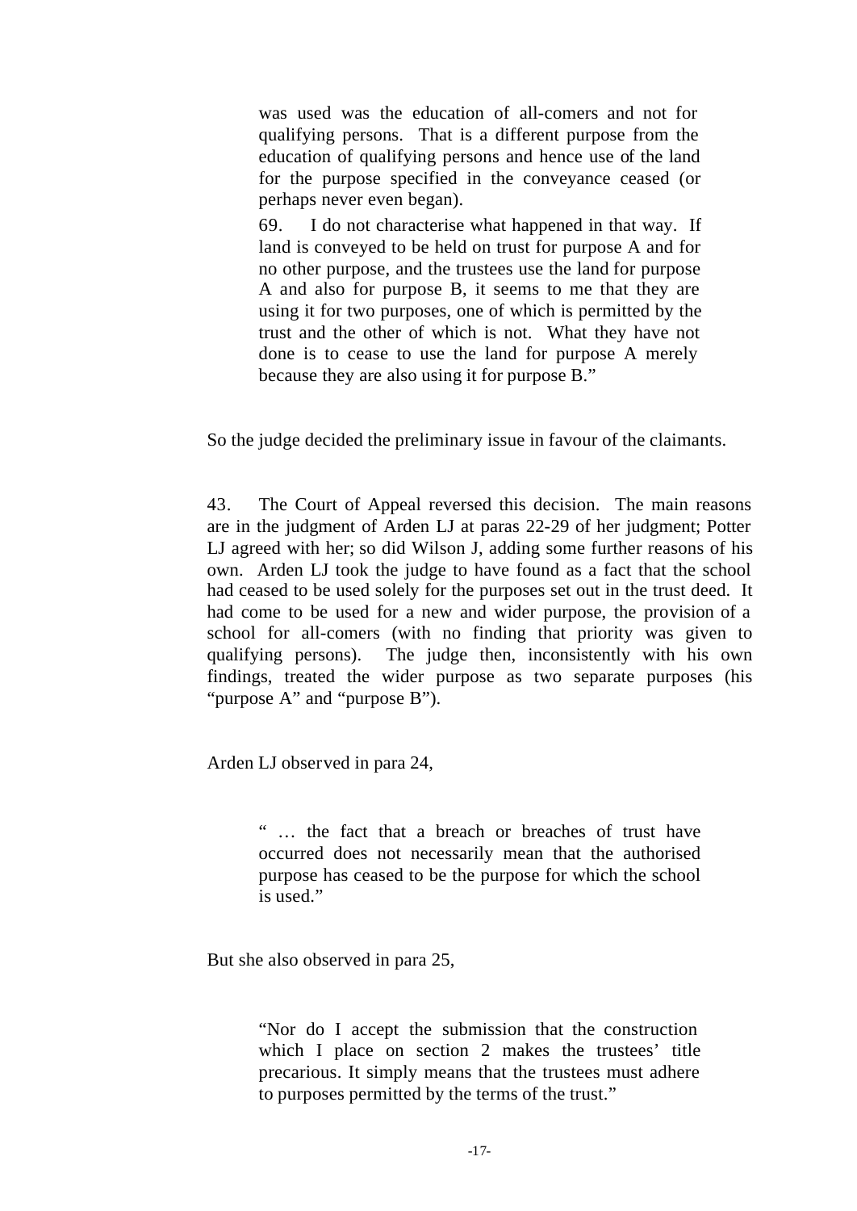> was used was the education of all-comers and not for qualifying persons. That is a different purpose from the education of qualifying persons and hence use of the land for the purpose specified in the conveyance ceased (or perhaps never even began).
>
> 69. I do not characterise what happened in that way. If land is conveyed to be held on trust for purpose A and for no other purpose, and the trustees use the land for purpose A and also for purpose B, it seems to me that they are using it for two purposes, one of which is permitted by the trust and the other of which is not. What they have not done is to cease to use the land for purpose A merely because they are also using it for purpose B."

So the judge decided the preliminary issue in favour of the claimants.

43. The Court of Appeal reversed this decision. The main reasons are in the judgment of Arden LJ at paras 22-29 of her judgment; Potter LJ agreed with her; so did Wilson J, adding some further reasons of his own. Arden LJ took the judge to have found as a fact that the school had ceased to be used solely for the purposes set out in the trust deed. It had come to be used for a new and wider purpose, the provision of a school for all-comers (with no finding that priority was given to qualifying persons). The judge then, inconsistently with his own findings, treated the wider purpose as two separate purposes (his "purpose A" and "purpose B").

Arden LJ observed in para 24,

> " … the fact that a breach or breaches of trust have occurred does not necessarily mean that the authorised purpose has ceased to be the purpose for which the school is used."

But she also observed in para 25,

> "Nor do I accept the submission that the construction which I place on section 2 makes the trustees' title precarious. It simply means that the trustees must adhere to purposes permitted by the terms of the trust."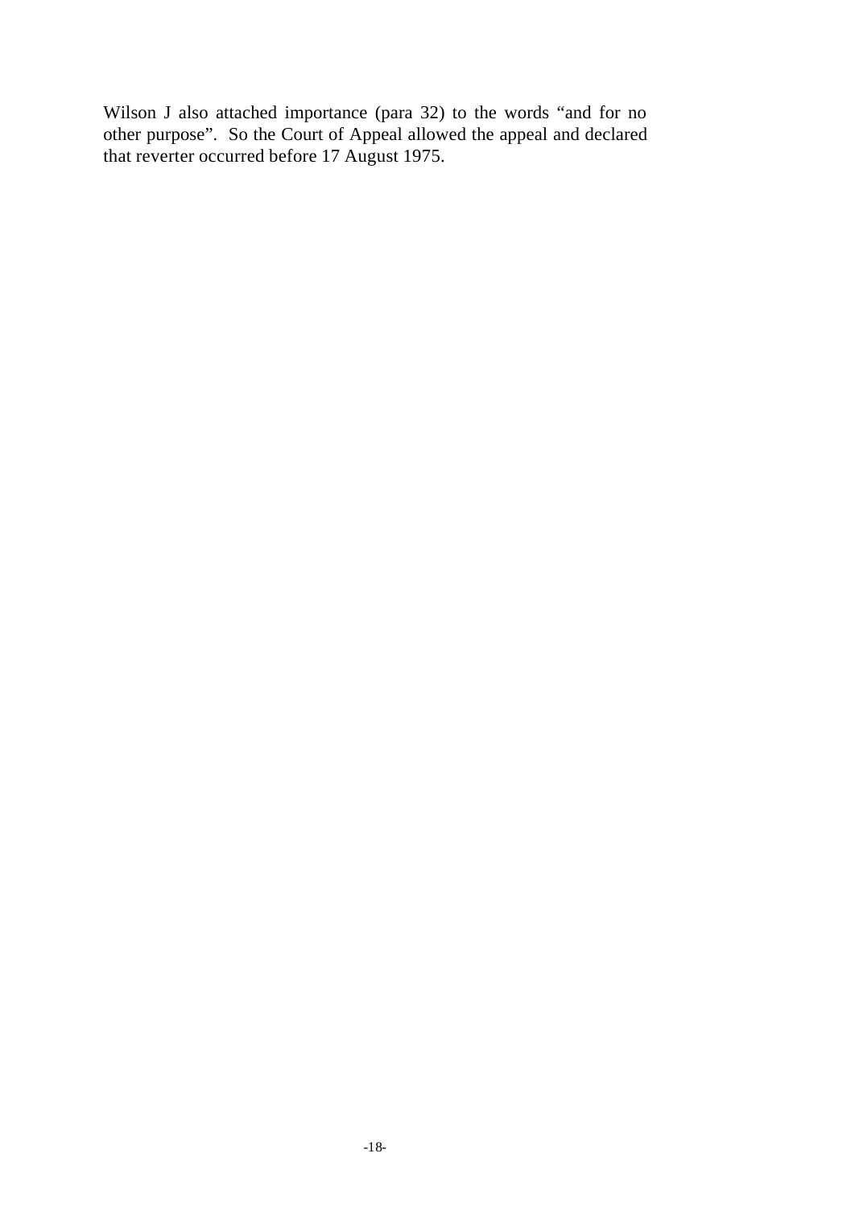Wilson J also attached importance (para 32) to the words "and for no other purpose". So the Court of Appeal allowed the appeal and declared that reverter occurred before 17 August 1975.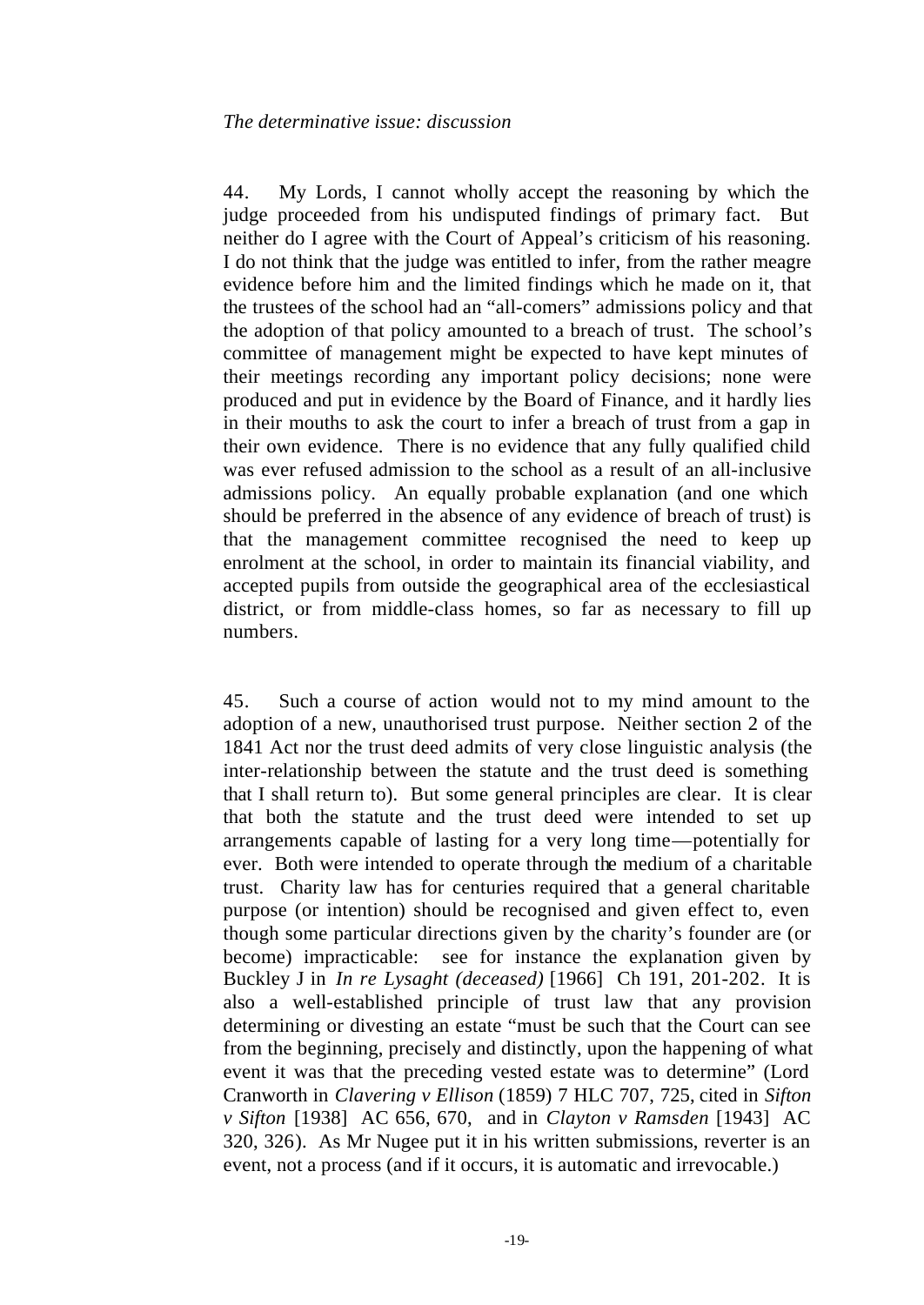*The determinative issue: discussion*

44. My Lords, I cannot wholly accept the reasoning by which the judge proceeded from his undisputed findings of primary fact. But neither do I agree with the Court of Appeal's criticism of his reasoning. I do not think that the judge was entitled to infer, from the rather meagre evidence before him and the limited findings which he made on it, that the trustees of the school had an "all-comers" admissions policy and that the adoption of that policy amounted to a breach of trust. The school's committee of management might be expected to have kept minutes of their meetings recording any important policy decisions; none were produced and put in evidence by the Board of Finance, and it hardly lies in their mouths to ask the court to infer a breach of trust from a gap in their own evidence. There is no evidence that any fully qualified child was ever refused admission to the school as a result of an all-inclusive admissions policy. An equally probable explanation (and one which should be preferred in the absence of any evidence of breach of trust) is that the management committee recognised the need to keep up enrolment at the school, in order to maintain its financial viability, and accepted pupils from outside the geographical area of the ecclesiastical district, or from middle-class homes, so far as necessary to fill up numbers.

45. Such a course of action would not to my mind amount to the adoption of a new, unauthorised trust purpose. Neither section 2 of the 1841 Act nor the trust deed admits of very close linguistic analysis (the inter-relationship between the statute and the trust deed is something that I shall return to). But some general principles are clear. It is clear that both the statute and the trust deed were intended to set up arrangements capable of lasting for a very long time—potentially for ever. Both were intended to operate through the medium of a charitable trust. Charity law has for centuries required that a general charitable purpose (or intention) should be recognised and given effect to, even though some particular directions given by the charity's founder are (or become) impracticable: see for instance the explanation given by Buckley J in *In re Lysaght (deceased)* [1966] Ch 191, 201-202. It is also a well-established principle of trust law that any provision determining or divesting an estate "must be such that the Court can see from the beginning, precisely and distinctly, upon the happening of what event it was that the preceding vested estate was to determine" (Lord Cranworth in *Clavering v Ellison* (1859) 7 HLC 707, 725, cited in *Sifton v Sifton* [1938] AC 656, 670, and in *Clayton v Ramsden* [1943] AC 320, 326). As Mr Nugee put it in his written submissions, reverter is an event, not a process (and if it occurs, it is automatic and irrevocable.)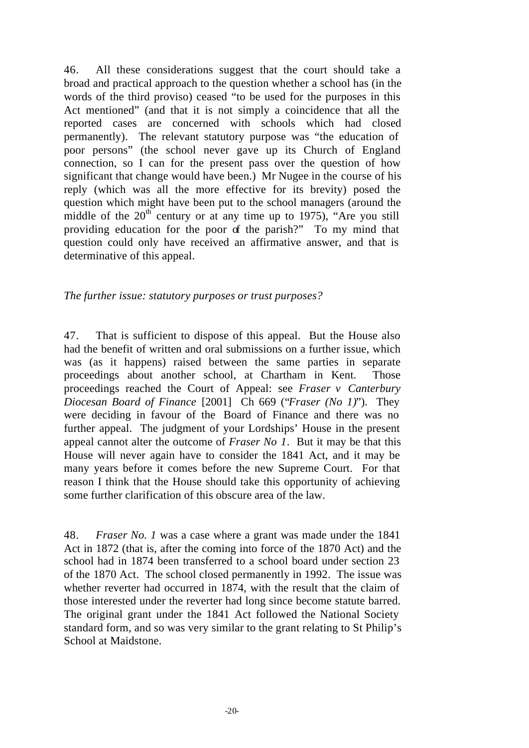46. All these considerations suggest that the court should take a broad and practical approach to the question whether a school has (in the words of the third proviso) ceased "to be used for the purposes in this Act mentioned" (and that it is not simply a coincidence that all the reported cases are concerned with schools which had closed permanently). The relevant statutory purpose was "the education of poor persons" (the school never gave up its Church of England connection, so I can for the present pass over the question of how significant that change would have been.) Mr Nugee in the course of his reply (which was all the more effective for its brevity) posed the question which might have been put to the school managers (around the middle of the 20th century or at any time up to 1975), "Are you still providing education for the poor of the parish?" To my mind that question could only have received an affirmative answer, and that is determinative of this appeal.

*The further issue: statutory purposes or trust purposes?*

47. That is sufficient to dispose of this appeal. But the House also had the benefit of written and oral submissions on a further issue, which was (as it happens) raised between the same parties in separate proceedings about another school, at Chartham in Kent. Those proceedings reached the Court of Appeal: see *Fraser v Canterbury Diocesan Board of Finance* [2001] Ch 669 ("*Fraser (No 1)*"). They were deciding in favour of the Board of Finance and there was no further appeal. The judgment of your Lordships' House in the present appeal cannot alter the outcome of *Fraser No 1*. But it may be that this House will never again have to consider the 1841 Act, and it may be many years before it comes before the new Supreme Court. For that reason I think that the House should take this opportunity of achieving some further clarification of this obscure area of the law.

48. *Fraser No. 1* was a case where a grant was made under the 1841 Act in 1872 (that is, after the coming into force of the 1870 Act) and the school had in 1874 been transferred to a school board under section 23 of the 1870 Act. The school closed permanently in 1992. The issue was whether reverter had occurred in 1874, with the result that the claim of those interested under the reverter had long since become statute barred. The original grant under the 1841 Act followed the National Society standard form, and so was very similar to the grant relating to St Philip's School at Maidstone.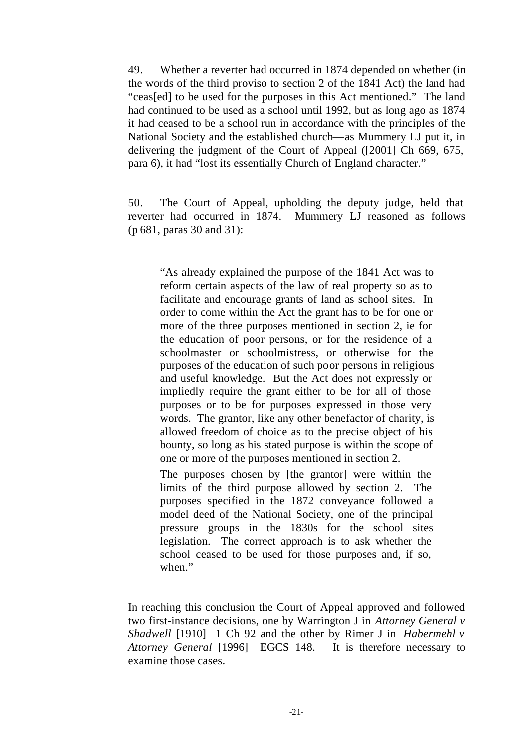49. Whether a reverter had occurred in 1874 depended on whether (in the words of the third proviso to section 2 of the 1841 Act) the land had "ceas[ed] to be used for the purposes in this Act mentioned." The land had continued to be used as a school until 1992, but as long ago as 1874 it had ceased to be a school run in accordance with the principles of the National Society and the established church—as Mummery LJ put it, in delivering the judgment of the Court of Appeal ([2001] Ch 669, 675, para 6), it had "lost its essentially Church of England character."

50. The Court of Appeal, upholding the deputy judge, held that reverter had occurred in 1874. Mummery LJ reasoned as follows (p 681, paras 30 and 31):

> "As already explained the purpose of the 1841 Act was to reform certain aspects of the law of real property so as to facilitate and encourage grants of land as school sites. In order to come within the Act the grant has to be for one or more of the three purposes mentioned in section 2, ie for the education of poor persons, or for the residence of a schoolmaster or schoolmistress, or otherwise for the purposes of the education of such poor persons in religious and useful knowledge. But the Act does not expressly or impliedly require the grant either to be for all of those purposes or to be for purposes expressed in those very words. The grantor, like any other benefactor of charity, is allowed freedom of choice as to the precise object of his bounty, so long as his stated purpose is within the scope of one or more of the purposes mentioned in section 2.
>
> The purposes chosen by [the grantor] were within the limits of the third purpose allowed by section 2. The purposes specified in the 1872 conveyance followed a model deed of the National Society, one of the principal pressure groups in the 1830s for the school sites legislation. The correct approach is to ask whether the school ceased to be used for those purposes and, if so, when."

In reaching this conclusion the Court of Appeal approved and followed two first-instance decisions, one by Warrington J in *Attorney General v Shadwell* [1910] 1 Ch 92 and the other by Rimer J in *Habermehl v Attorney General* [1996] EGCS 148. It is therefore necessary to examine those cases.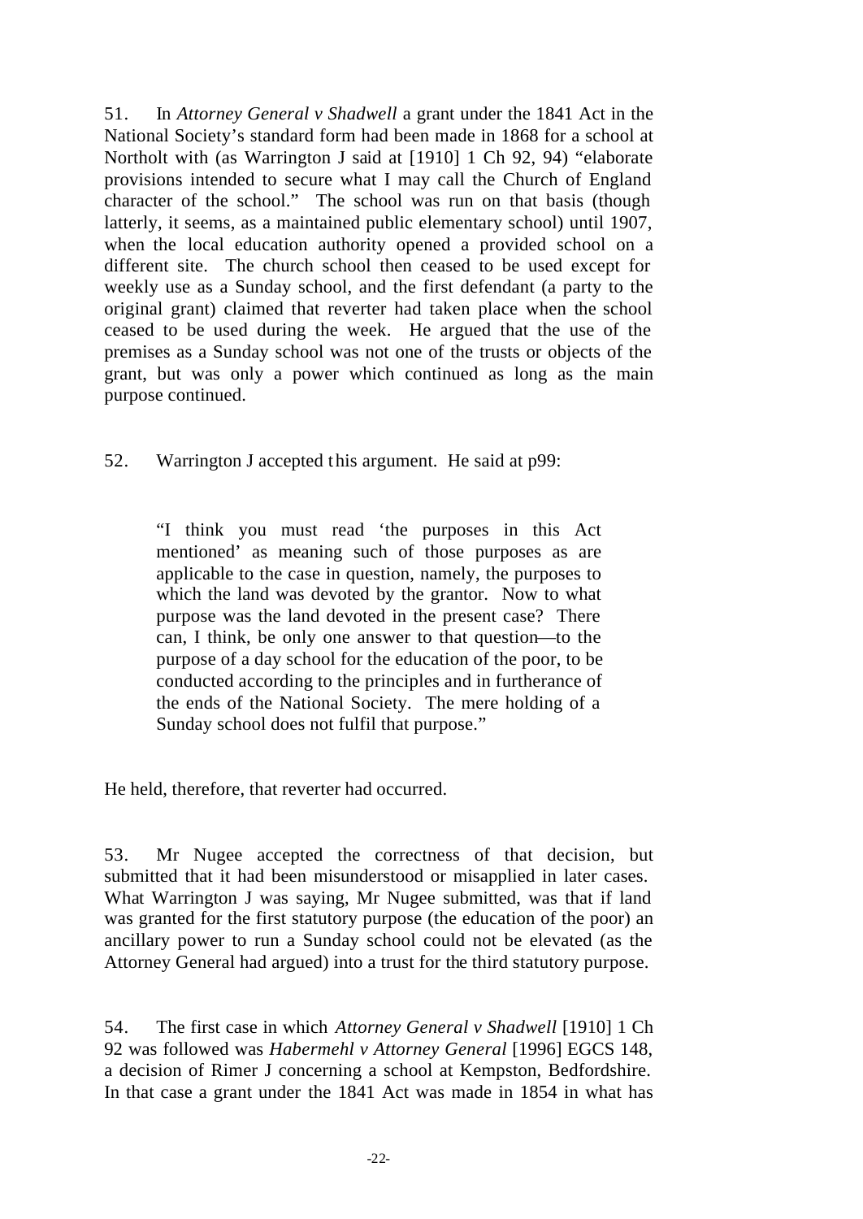51. In *Attorney General v Shadwell* a grant under the 1841 Act in the National Society's standard form had been made in 1868 for a school at Northolt with (as Warrington J said at [1910] 1 Ch 92, 94) "elaborate provisions intended to secure what I may call the Church of England character of the school." The school was run on that basis (though latterly, it seems, as a maintained public elementary school) until 1907, when the local education authority opened a provided school on a different site. The church school then ceased to be used except for weekly use as a Sunday school, and the first defendant (a party to the original grant) claimed that reverter had taken place when the school ceased to be used during the week. He argued that the use of the premises as a Sunday school was not one of the trusts or objects of the grant, but was only a power which continued as long as the main purpose continued.

52. Warrington J accepted this argument. He said at p99:

> "I think you must read 'the purposes in this Act mentioned' as meaning such of those purposes as are applicable to the case in question, namely, the purposes to which the land was devoted by the grantor. Now to what purpose was the land devoted in the present case? There can, I think, be only one answer to that question—to the purpose of a day school for the education of the poor, to be conducted according to the principles and in furtherance of the ends of the National Society. The mere holding of a Sunday school does not fulfil that purpose."

He held, therefore, that reverter had occurred.

53. Mr Nugee accepted the correctness of that decision, but submitted that it had been misunderstood or misapplied in later cases. What Warrington J was saying, Mr Nugee submitted, was that if land was granted for the first statutory purpose (the education of the poor) an ancillary power to run a Sunday school could not be elevated (as the Attorney General had argued) into a trust for the third statutory purpose.

54. The first case in which *Attorney General v Shadwell* [1910] 1 Ch 92 was followed was *Habermehl v Attorney General* [1996] EGCS 148, a decision of Rimer J concerning a school at Kempston, Bedfordshire. In that case a grant under the 1841 Act was made in 1854 in what has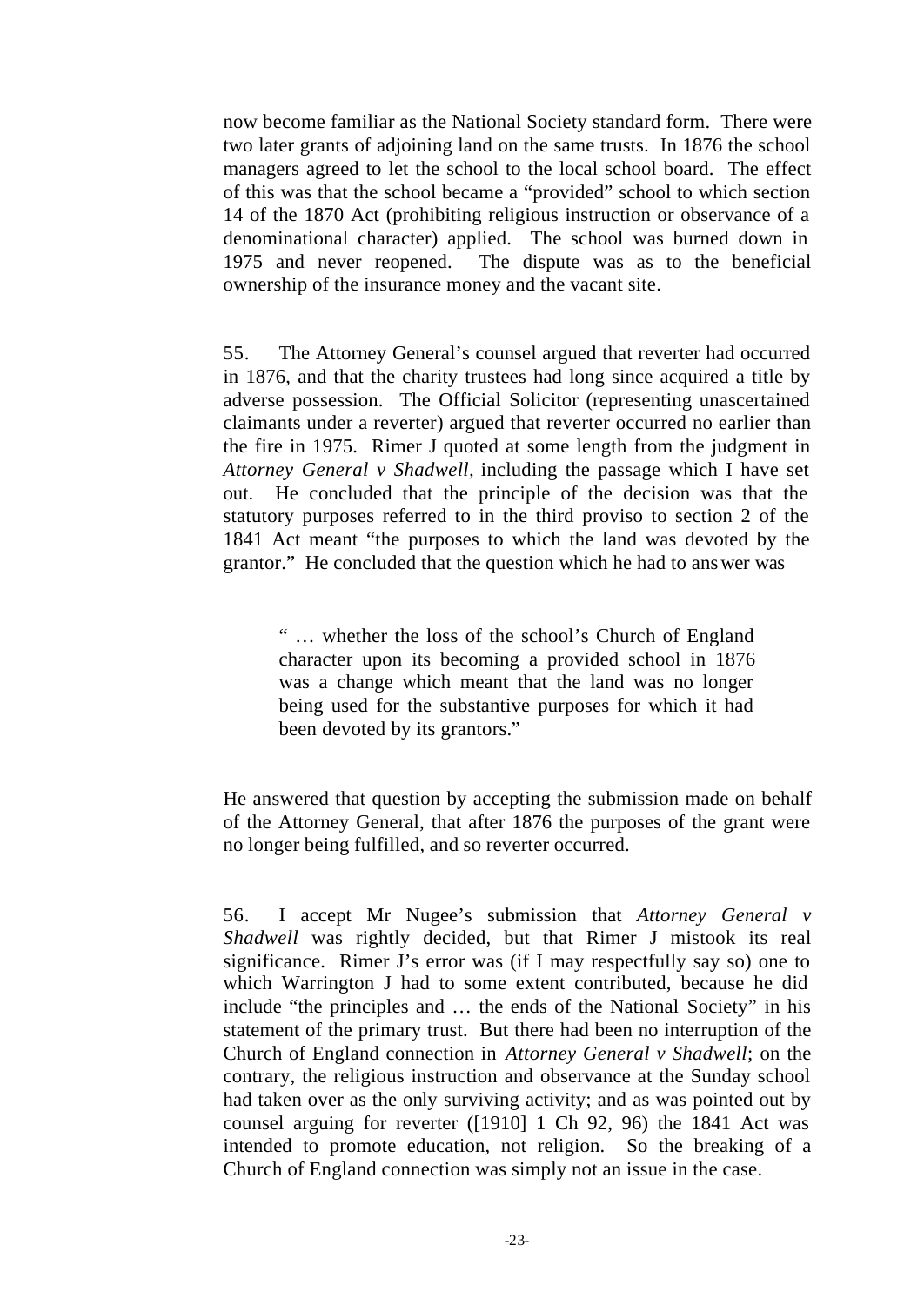now become familiar as the National Society standard form. There were two later grants of adjoining land on the same trusts. In 1876 the school managers agreed to let the school to the local school board. The effect of this was that the school became a "provided" school to which section 14 of the 1870 Act (prohibiting religious instruction or observance of a denominational character) applied. The school was burned down in 1975 and never reopened. The dispute was as to the beneficial ownership of the insurance money and the vacant site.

55. The Attorney General's counsel argued that reverter had occurred in 1876, and that the charity trustees had long since acquired a title by adverse possession. The Official Solicitor (representing unascertained claimants under a reverter) argued that reverter occurred no earlier than the fire in 1975. Rimer J quoted at some length from the judgment in *Attorney General v Shadwell*, including the passage which I have set out. He concluded that the principle of the decision was that the statutory purposes referred to in the third proviso to section 2 of the 1841 Act meant "the purposes to which the land was devoted by the grantor." He concluded that the question which he had to answer was

> " … whether the loss of the school's Church of England character upon its becoming a provided school in 1876 was a change which meant that the land was no longer being used for the substantive purposes for which it had been devoted by its grantors."

He answered that question by accepting the submission made on behalf of the Attorney General, that after 1876 the purposes of the grant were no longer being fulfilled, and so reverter occurred.

56. I accept Mr Nugee's submission that *Attorney General v Shadwell* was rightly decided, but that Rimer J mistook its real significance. Rimer J's error was (if I may respectfully say so) one to which Warrington J had to some extent contributed, because he did include "the principles and … the ends of the National Society" in his statement of the primary trust. But there had been no interruption of the Church of England connection in *Attorney General v Shadwell*; on the contrary, the religious instruction and observance at the Sunday school had taken over as the only surviving activity; and as was pointed out by counsel arguing for reverter ([1910] 1 Ch 92, 96) the 1841 Act was intended to promote education, not religion. So the breaking of a Church of England connection was simply not an issue in the case.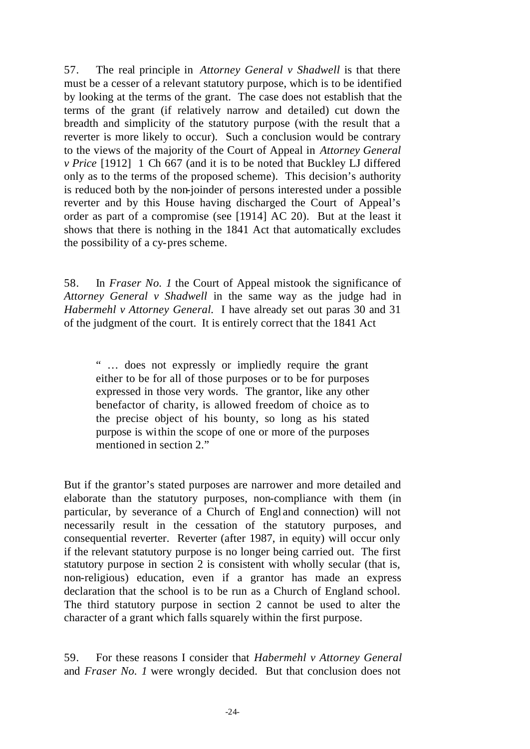57. The real principle in *Attorney General v Shadwell* is that there must be a cesser of a relevant statutory purpose, which is to be identified by looking at the terms of the grant. The case does not establish that the terms of the grant (if relatively narrow and detailed) cut down the breadth and simplicity of the statutory purpose (with the result that a reverter is more likely to occur). Such a conclusion would be contrary to the views of the majority of the Court of Appeal in *Attorney General v Price* [1912] 1 Ch 667 (and it is to be noted that Buckley LJ differed only as to the terms of the proposed scheme). This decision's authority is reduced both by the non-joinder of persons interested under a possible reverter and by this House having discharged the Court of Appeal's order as part of a compromise (see [1914] AC 20). But at the least it shows that there is nothing in the 1841 Act that automatically excludes the possibility of a cy-pres scheme.

58. In *Fraser No. 1* the Court of Appeal mistook the significance of *Attorney General v Shadwell* in the same way as the judge had in *Habermehl v Attorney General.* I have already set out paras 30 and 31 of the judgment of the court. It is entirely correct that the 1841 Act

> " … does not expressly or impliedly require the grant either to be for all of those purposes or to be for purposes expressed in those very words. The grantor, like any other benefactor of charity, is allowed freedom of choice as to the precise object of his bounty, so long as his stated purpose is within the scope of one or more of the purposes mentioned in section 2."

But if the grantor's stated purposes are narrower and more detailed and elaborate than the statutory purposes, non-compliance with them (in particular, by severance of a Church of England connection) will not necessarily result in the cessation of the statutory purposes, and consequential reverter. Reverter (after 1987, in equity) will occur only if the relevant statutory purpose is no longer being carried out. The first statutory purpose in section 2 is consistent with wholly secular (that is, non-religious) education, even if a grantor has made an express declaration that the school is to be run as a Church of England school. The third statutory purpose in section 2 cannot be used to alter the character of a grant which falls squarely within the first purpose.

59. For these reasons I consider that *Habermehl v Attorney General* and *Fraser No. 1* were wrongly decided. But that conclusion does not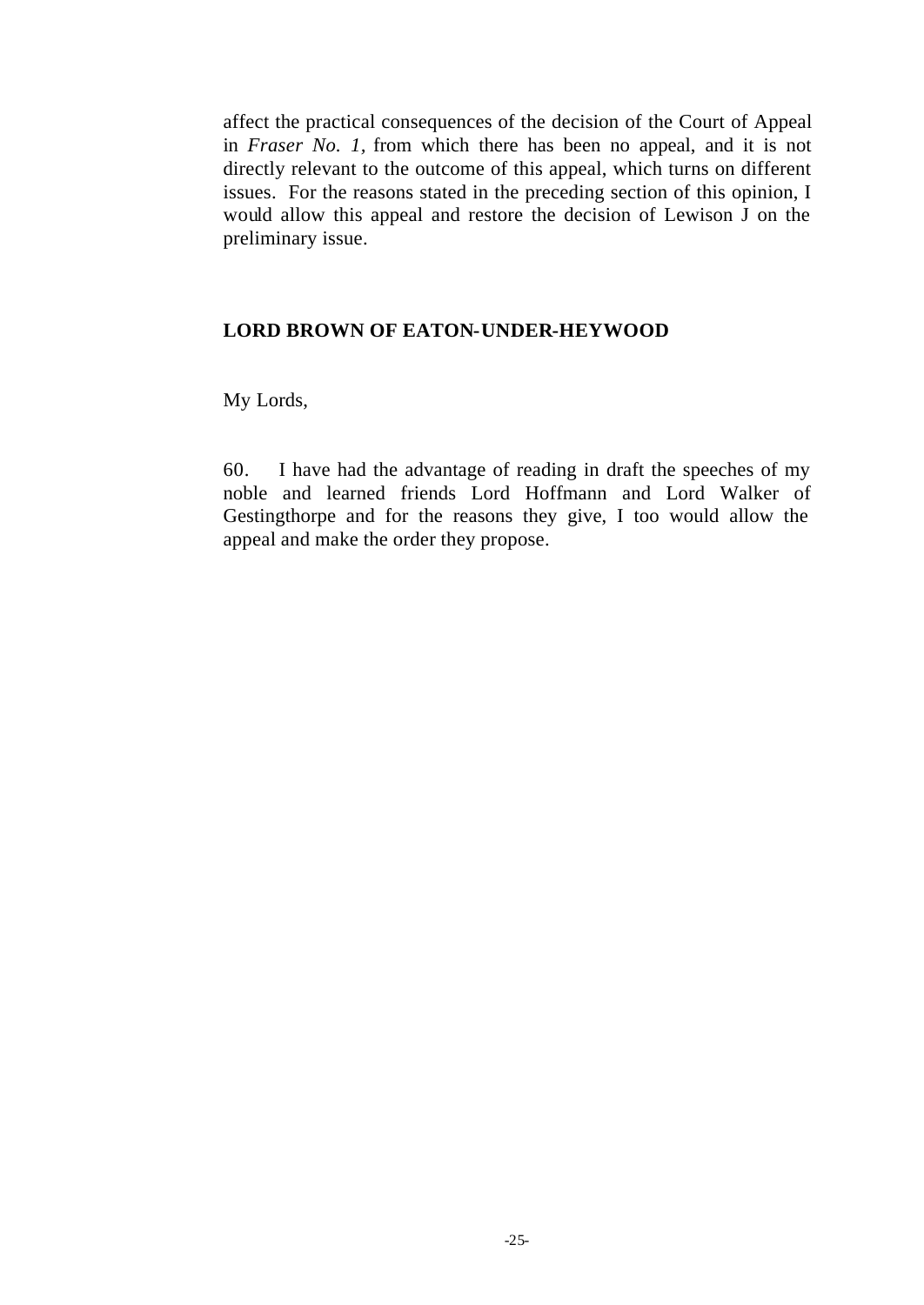affect the practical consequences of the decision of the Court of Appeal in *Fraser No. 1*, from which there has been no appeal, and it is not directly relevant to the outcome of this appeal, which turns on different issues. For the reasons stated in the preceding section of this opinion, I would allow this appeal and restore the decision of Lewison J on the preliminary issue.

**LORD BROWN OF EATON-UNDER-HEYWOOD**

My Lords,

60. I have had the advantage of reading in draft the speeches of my noble and learned friends Lord Hoffmann and Lord Walker of Gestingthorpe and for the reasons they give, I too would allow the appeal and make the order they propose.